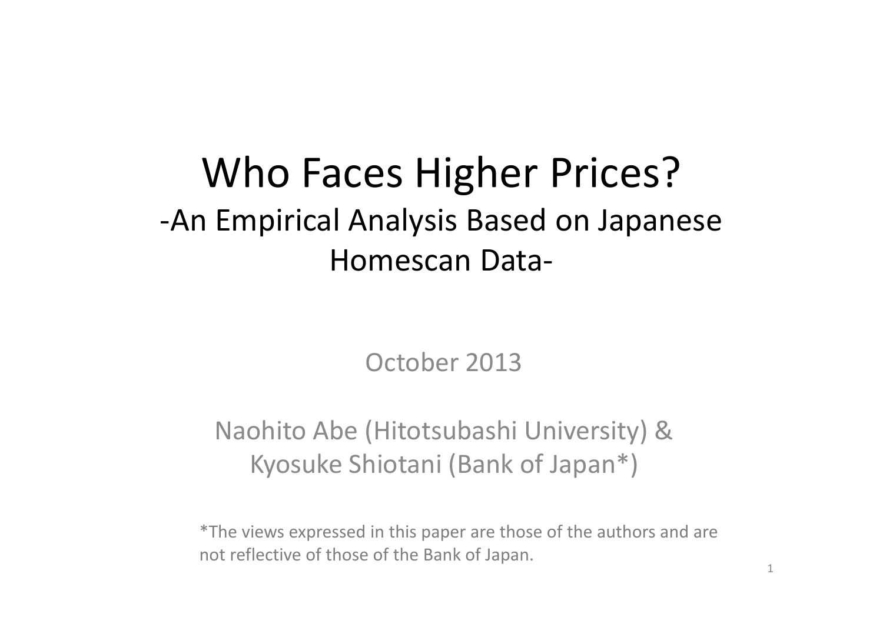# Who Faces Higher Prices?

## -An Empirical Analysis Based on Japanese Homescan Data-

October 2013

Naohito Abe (Hitotsubashi University) & Kyosuke Shiotani (Bank of Japan*)

*The views expressed in this paper are those of the authors and are not reflective of those of the Bank of Japan.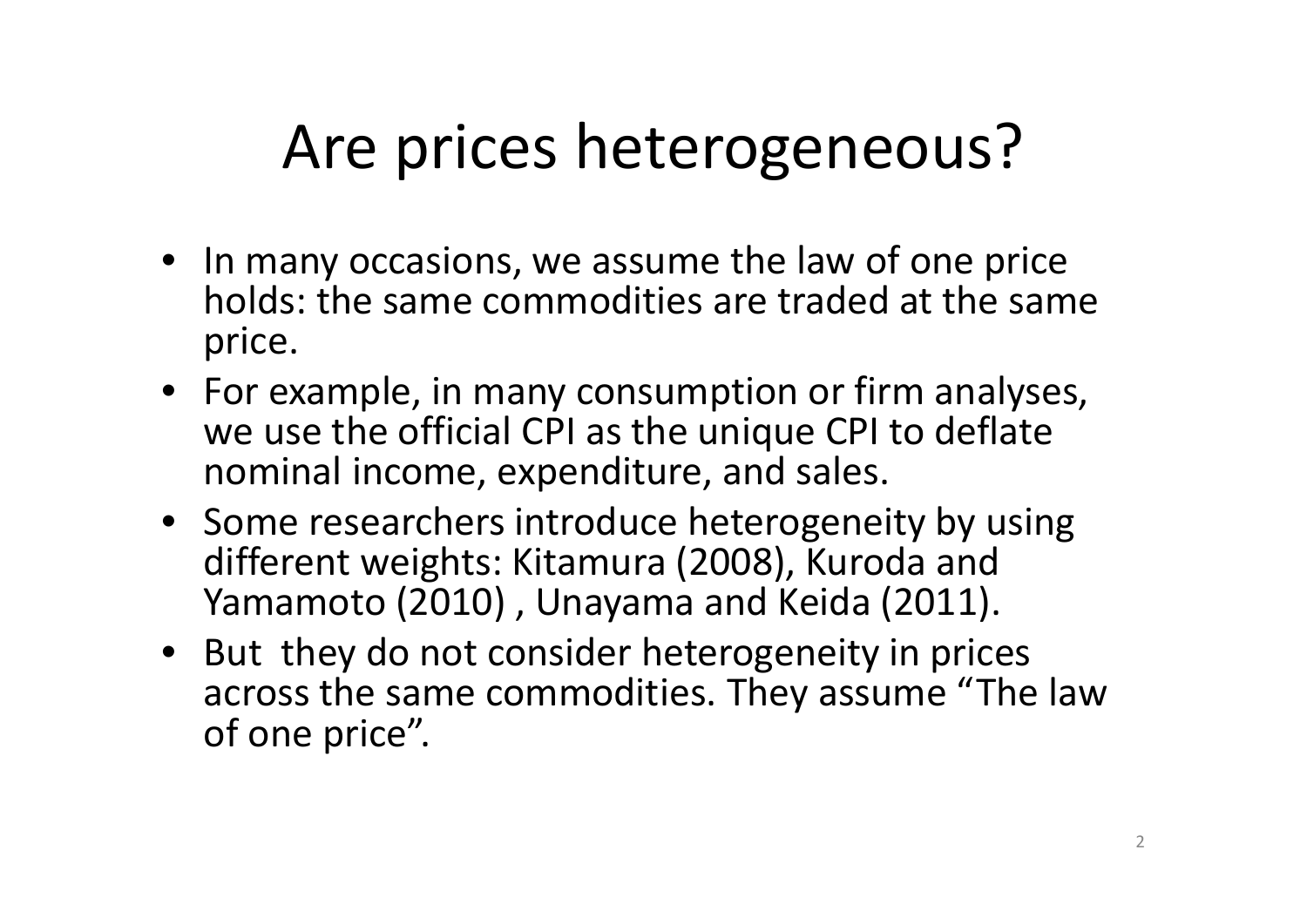# Are prices heterogeneous?

- In many occasions, we assume the law of one price holds: the same commodities are traded at the same price.
- For example, in many consumption or firm analyses, we use the official CPI as the unique CPI to deflate nominal income, expenditure, and sales.
- Some researchers introduce heterogeneity by using different weights: Kitamura (2008), Kuroda and Yamamoto (2010) , Unayama and Keida (2011).
- But they do not consider heterogeneity in prices across the same commodities. They assume "The law of one price".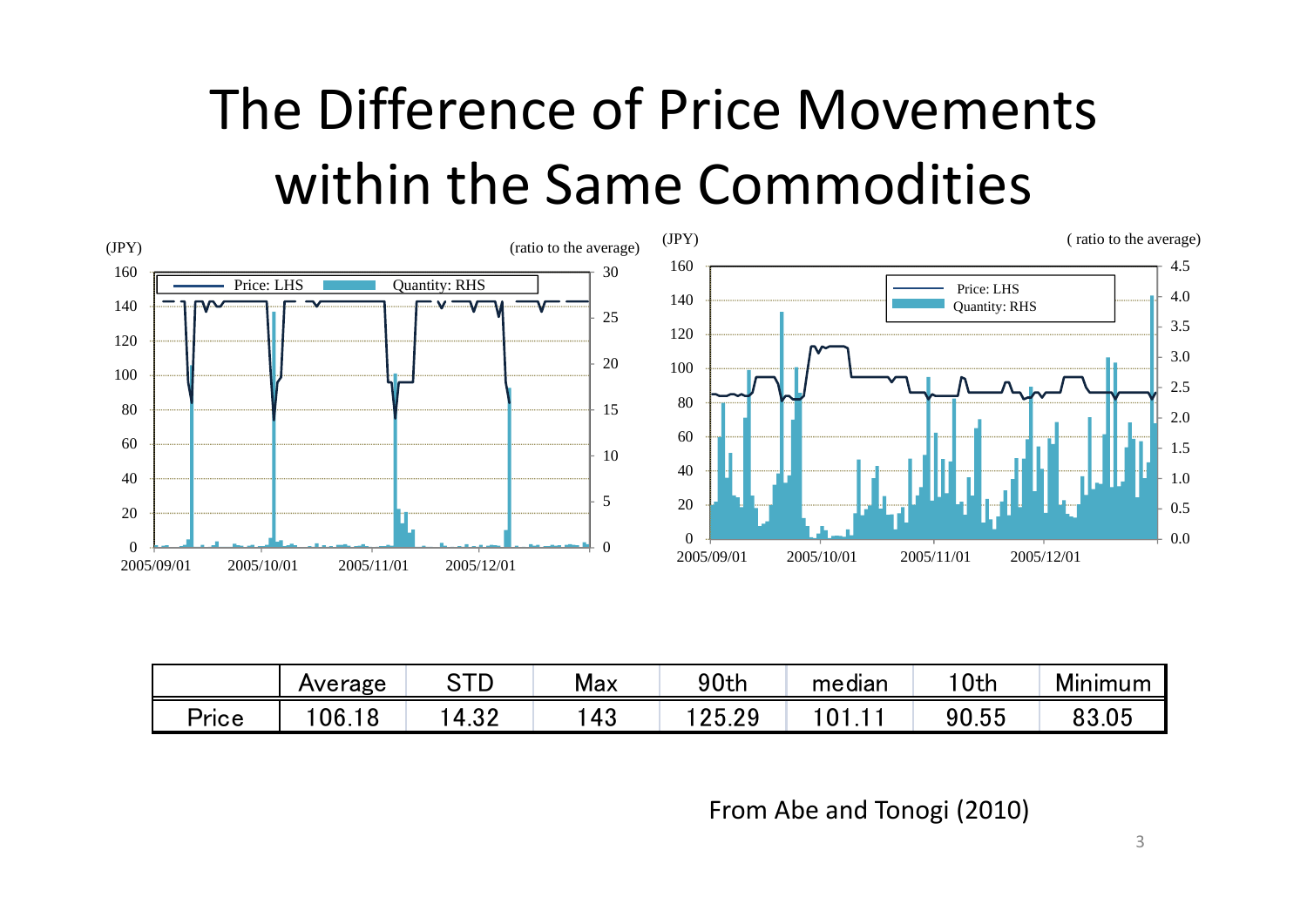# The Difference of Price Movements within the Same Commodities

|  | Average | STD | Max | 90th | median | 10th | Minimum |
|---|---|---|---|---|---|---|---|
| Price | 106.18 | 14.32 | 143 | 125.29 | 101.11 | 90.55 | 83.05 |

From Abe and Tonogi (2010)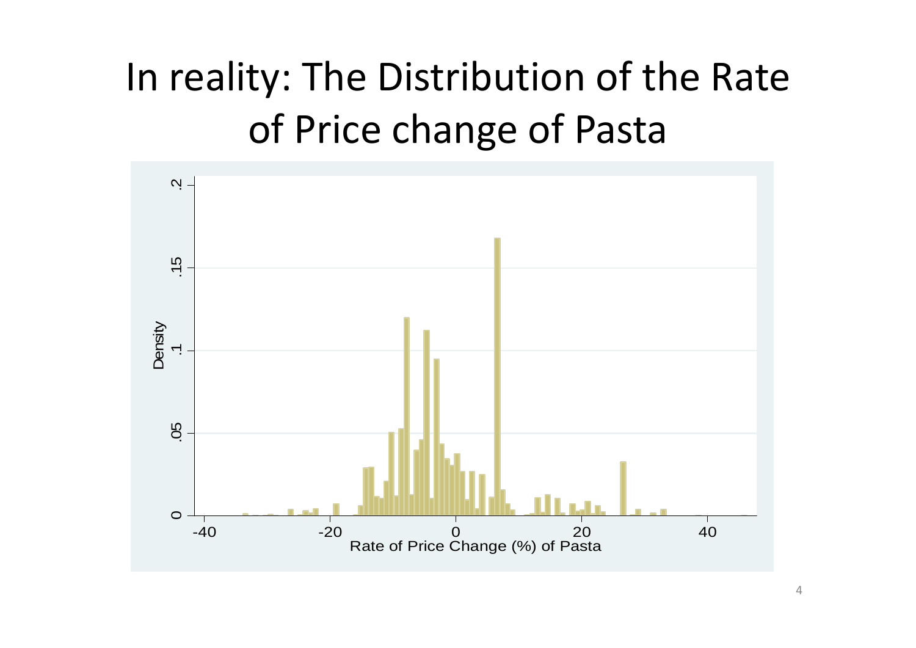# In reality: The Distribution of the Rate of Price change of Pasta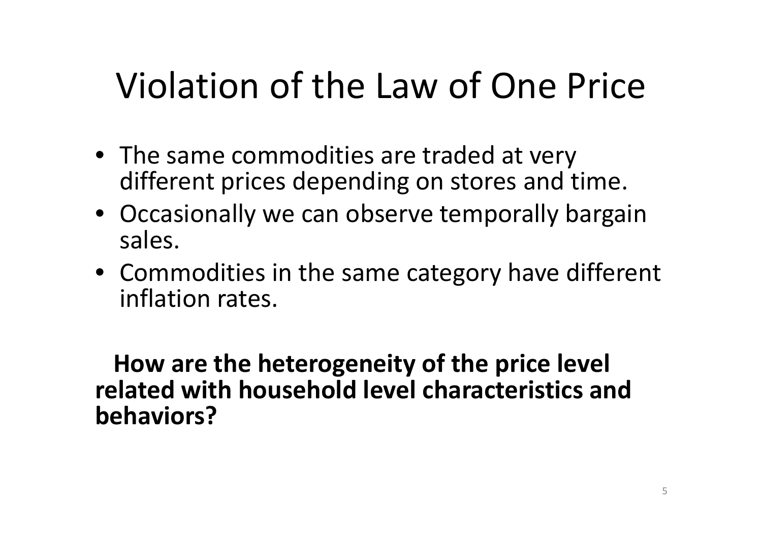# Violation of the Law of One Price

- The same commodities are traded at very different prices depending on stores and time.
- Occasionally we can observe temporally bargain sales.
- Commodities in the same category have different inflation rates.

**How are the heterogeneity of the price level related with household level characteristics and behaviors?**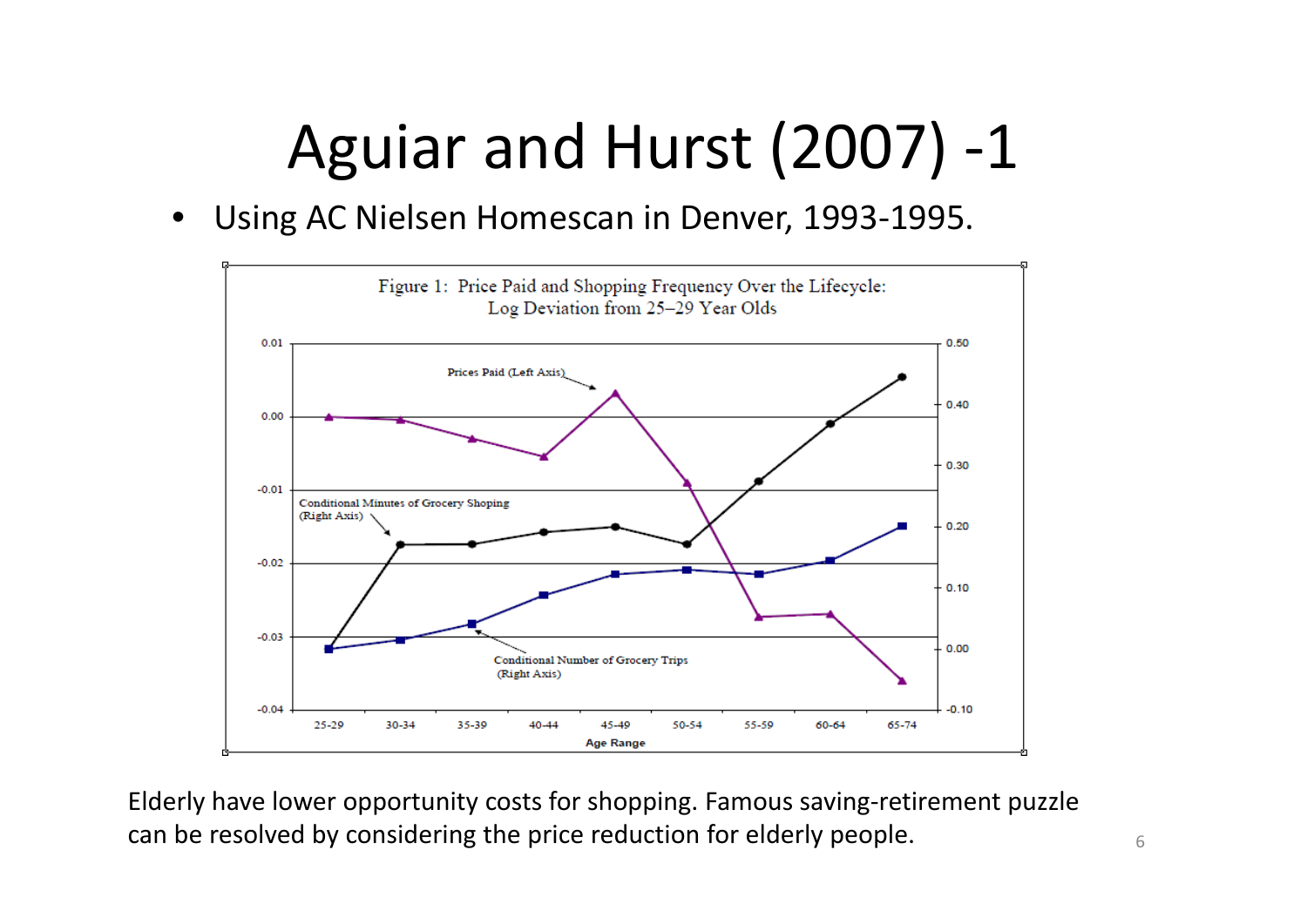# Aguiar and Hurst (2007) -1

- Using AC Nielsen Homescan in Denver, 1993-1995.

Figure 1: Price Paid and Shopping Frequency Over the Lifecycle: Log Deviation from 25–29 Year Olds

Elderly have lower opportunity costs for shopping. Famous saving-retirement puzzle can be resolved by considering the price reduction for elderly people.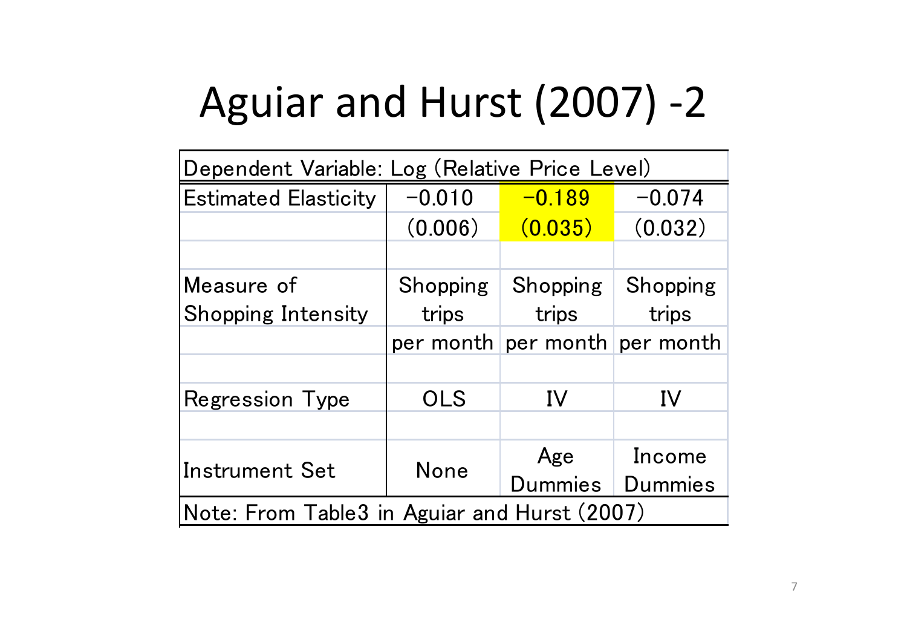# Aguiar and Hurst (2007) -2

| Dependent Variable: Log (Relative Price Level) | | | |
|---|---|---|---|
| Estimated Elasticity | −0.010 | −0.189 | −0.074 |
| | (0.006) | (0.035) | (0.032) |
| | | | |
| Measure of Shopping Intensity | Shopping trips per month | Shopping trips per month | Shopping trips per month |
| | | | |
| Regression Type | OLS | IV | IV |
| | | | |
| Instrument Set | None | Age Dummies | Income Dummies |
| Note: From Table3 in Aguiar and Hurst (2007) | | | |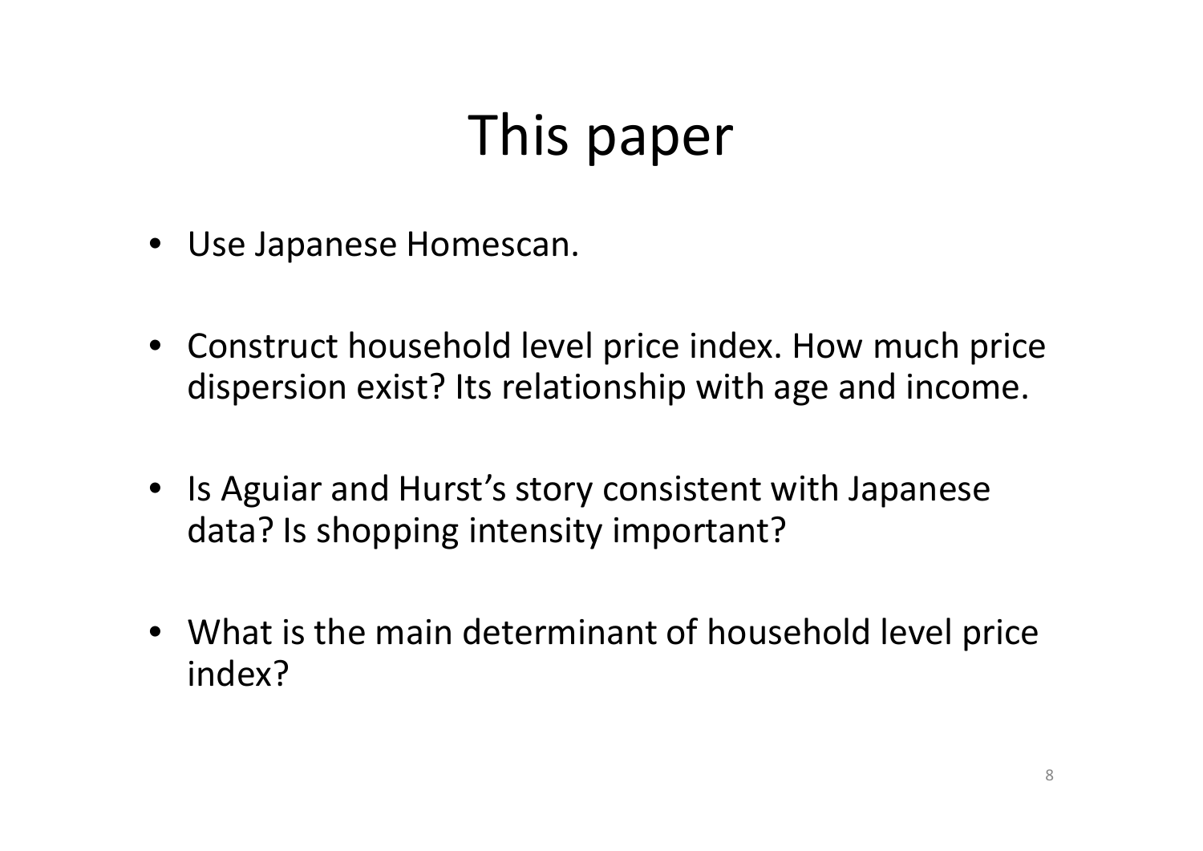# This paper

- Use Japanese Homescan.
- Construct household level price index. How much price dispersion exist? Its relationship with age and income.
- Is Aguiar and Hurst's story consistent with Japanese data? Is shopping intensity important?
- What is the main determinant of household level price index?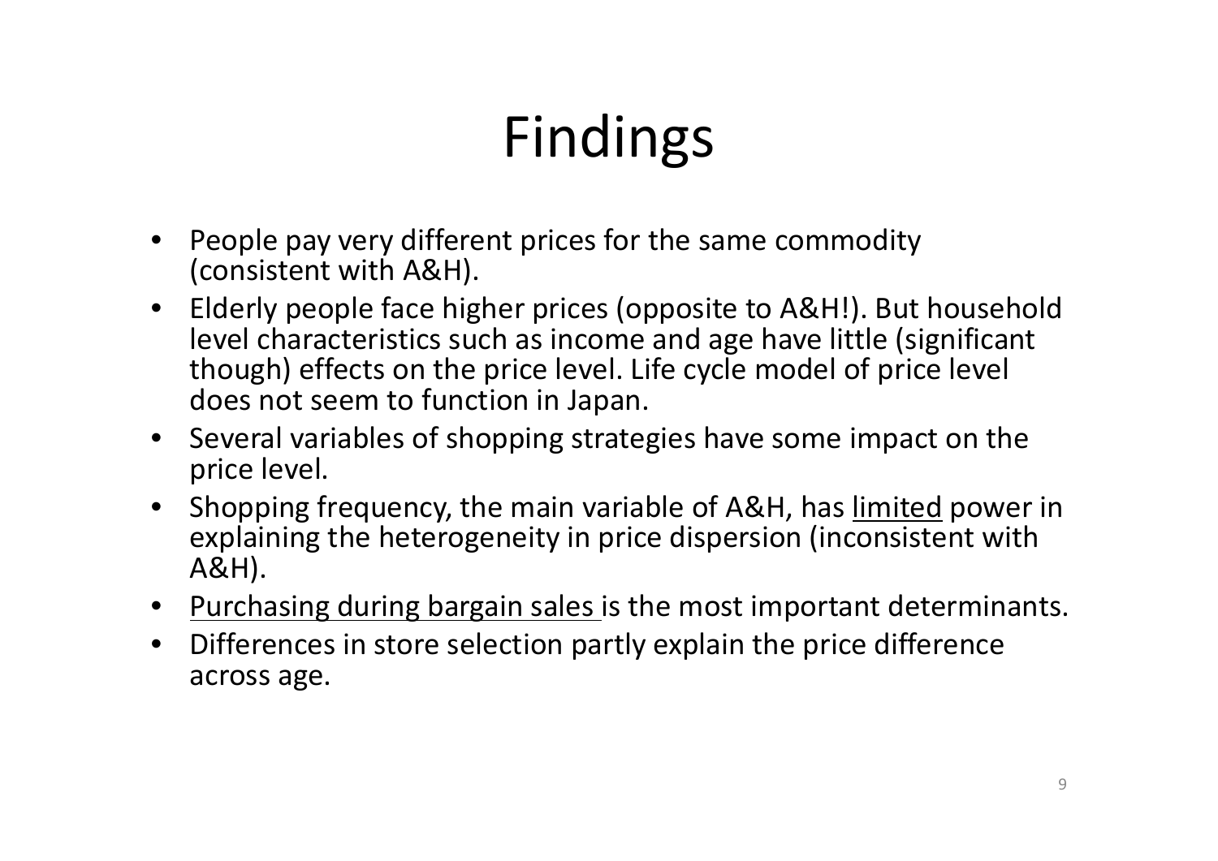# Findings

- People pay very different prices for the same commodity (consistent with A&H).
- Elderly people face higher prices (opposite to A&H!). But household level characteristics such as income and age have little (significant though) effects on the price level. Life cycle model of price level does not seem to function in Japan.
- Several variables of shopping strategies have some impact on the price level.
- Shopping frequency, the main variable of A&H, has <u>limited</u> power in explaining the heterogeneity in price dispersion (inconsistent with A&H).
- <u>Purchasing during bargain sales</u> is the most important determinants.
- Differences in store selection partly explain the price difference across age.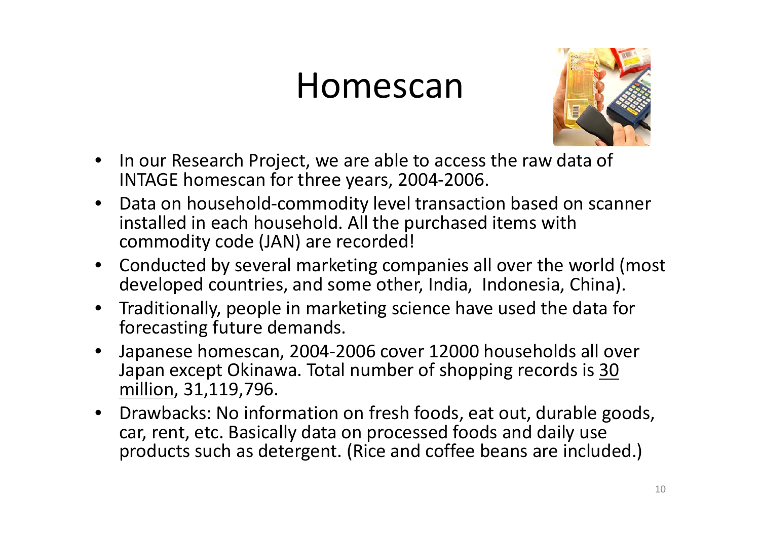# Homescan

- In our Research Project, we are able to access the raw data of INTAGE homescan for three years, 2004-2006.
- Data on household-commodity level transaction based on scanner installed in each household. All the purchased items with commodity code (JAN) are recorded!
- Conducted by several marketing companies all over the world (most developed countries, and some other, India, Indonesia, China).
- Traditionally, people in marketing science have used the data for forecasting future demands.
- Japanese homescan, 2004-2006 cover 12000 households all over Japan except Okinawa. Total number of shopping records is <u>30 million</u>, 31,119,796.
- Drawbacks: No information on fresh foods, eat out, durable goods, car, rent, etc. Basically data on processed foods and daily use products such as detergent. (Rice and coffee beans are included.)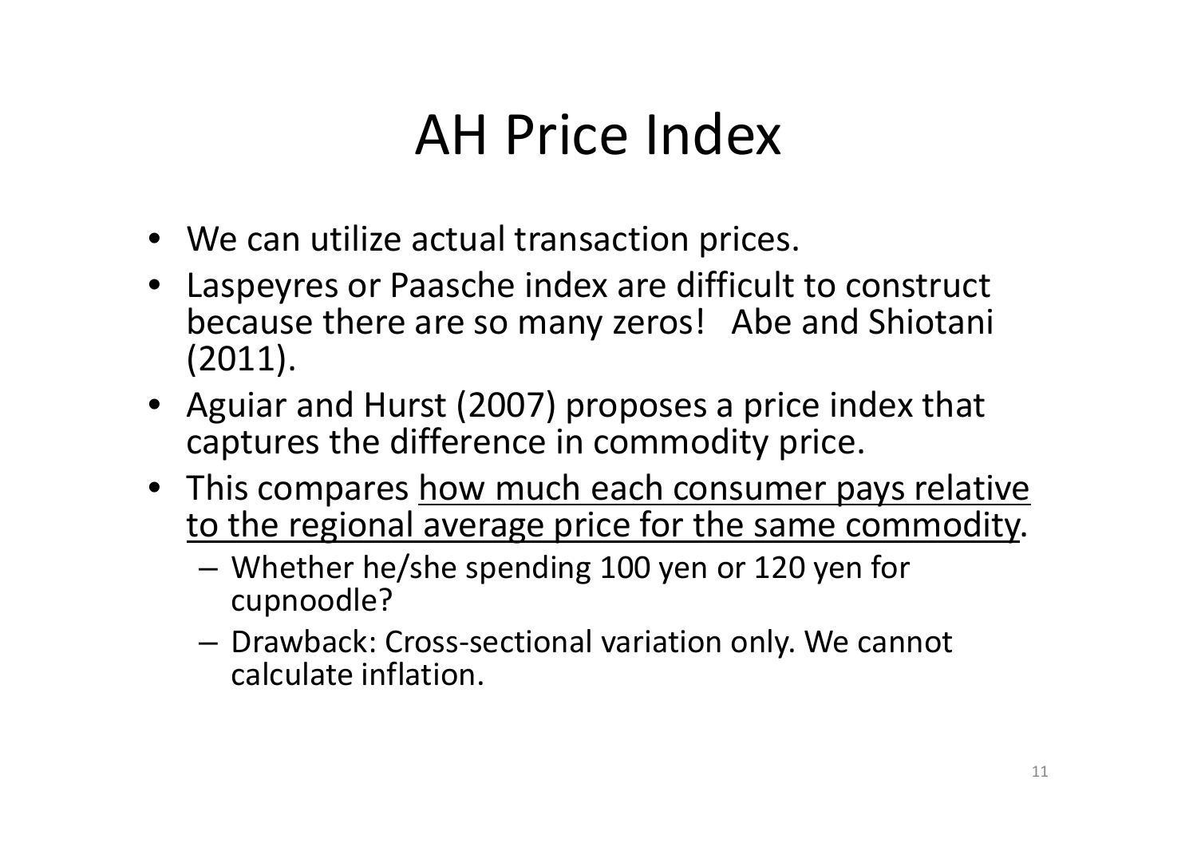# AH Price Index

- We can utilize actual transaction prices.
- Laspeyres or Paasche index are difficult to construct because there are so many zeros! Abe and Shiotani (2011).
- Aguiar and Hurst (2007) proposes a price index that captures the difference in commodity price.
- This compares <u>how much each consumer pays relative to the regional average price for the same commodity</u>.
  - Whether he/she spending 100 yen or 120 yen for cupnoodle?
  - Drawback: Cross-sectional variation only. We cannot calculate inflation.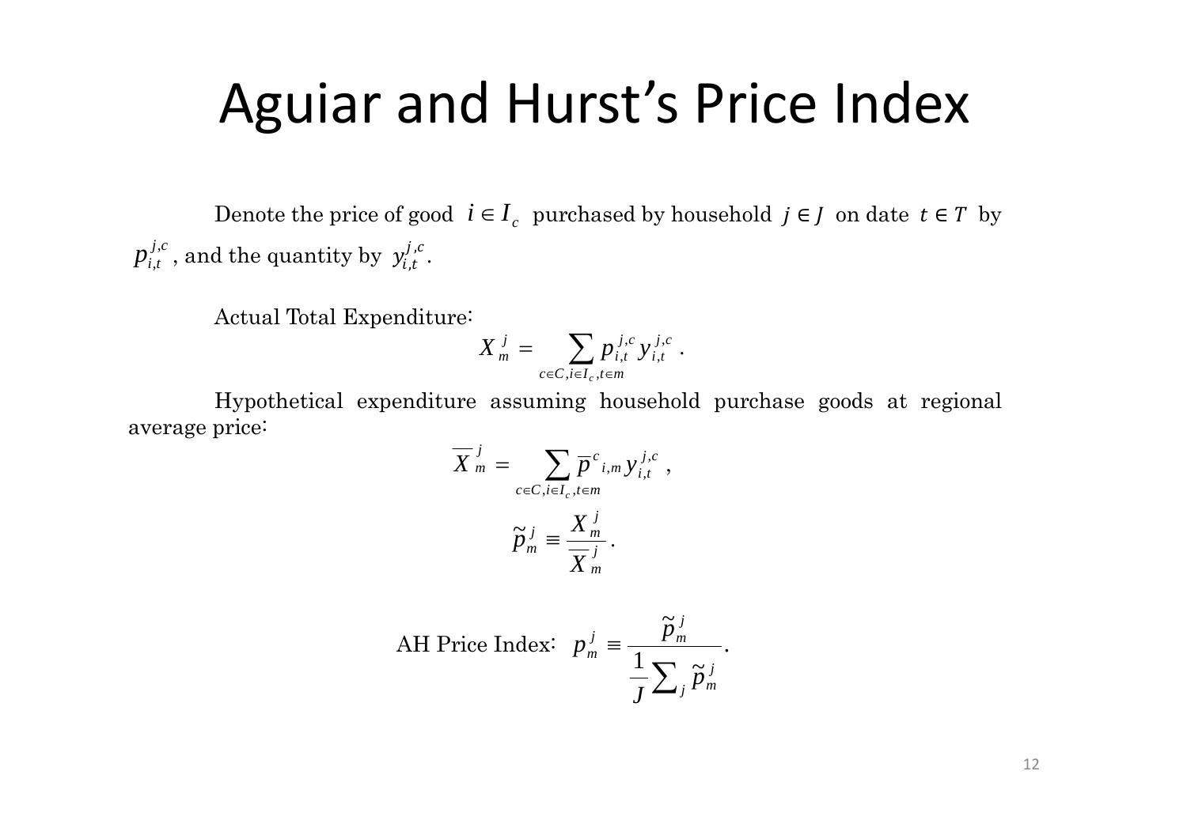# Aguiar and Hurst's Price Index

Denote the price of good $i \in I_c$ purchased by household $j \in J$ on date $t \in T$ by $p_{i,t}^{j,c}$, and the quantity by $y_{i,t}^{j,c}$.

Actual Total Expenditure:

$$X_m^j = \sum_{c \in C, i \in I_c, t \in m} p_{i,t}^{j,c} y_{i,t}^{j,c} .$$

Hypothetical expenditure assuming household purchase goods at regional average price:

$$\overline{X}_m^j = \sum_{c \in C, i \in I_c, t \in m} \overline{p}^c{}_{i,m} y_{i,t}^{j,c} ,$$

$$\widetilde{p}_m^j \equiv \frac{X_m^j}{\overline{X}_m^j} .$$

AH Price Index: $$p_m^j \equiv \frac{\widetilde{p}_m^j}{\frac{1}{J} \sum_j \widetilde{p}_m^j} .$$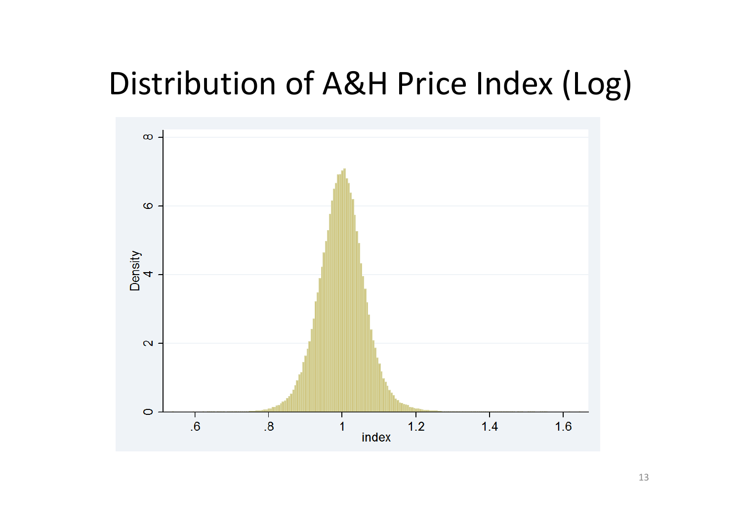# Distribution of A&H Price Index (Log)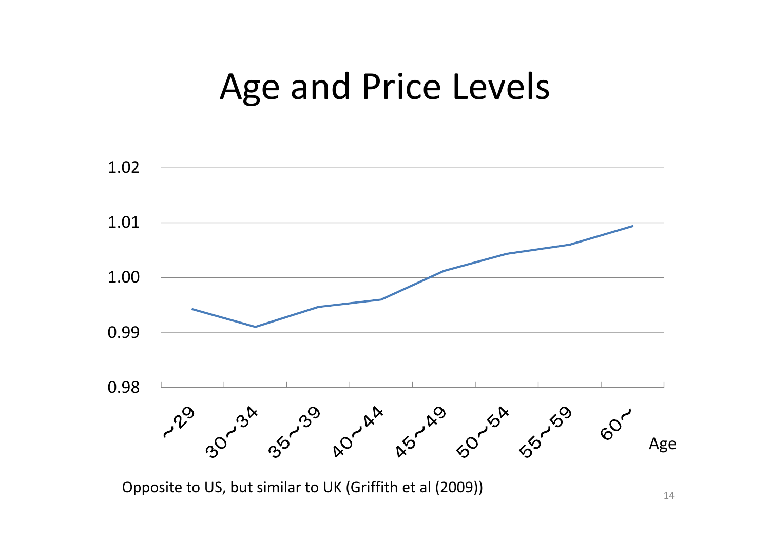# Age and Price Levels

Opposite to US, but similar to UK (Griffith et al (2009))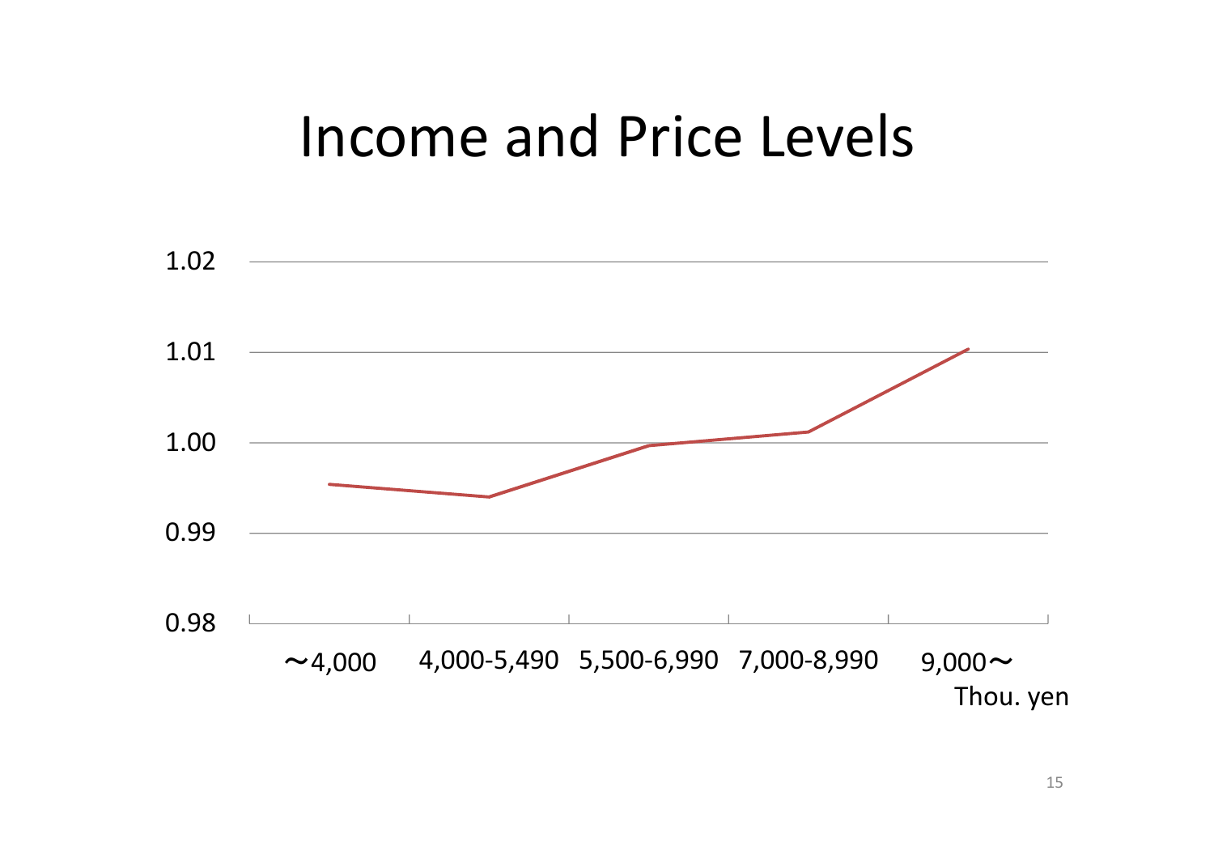# Income and Price Levels

1.02

1.01

1.00

0.99

0.98

～4,000 | 4,000-5,490 | 5,500-6,990 | 7,000-8,990 | 9,000～

Thou. yen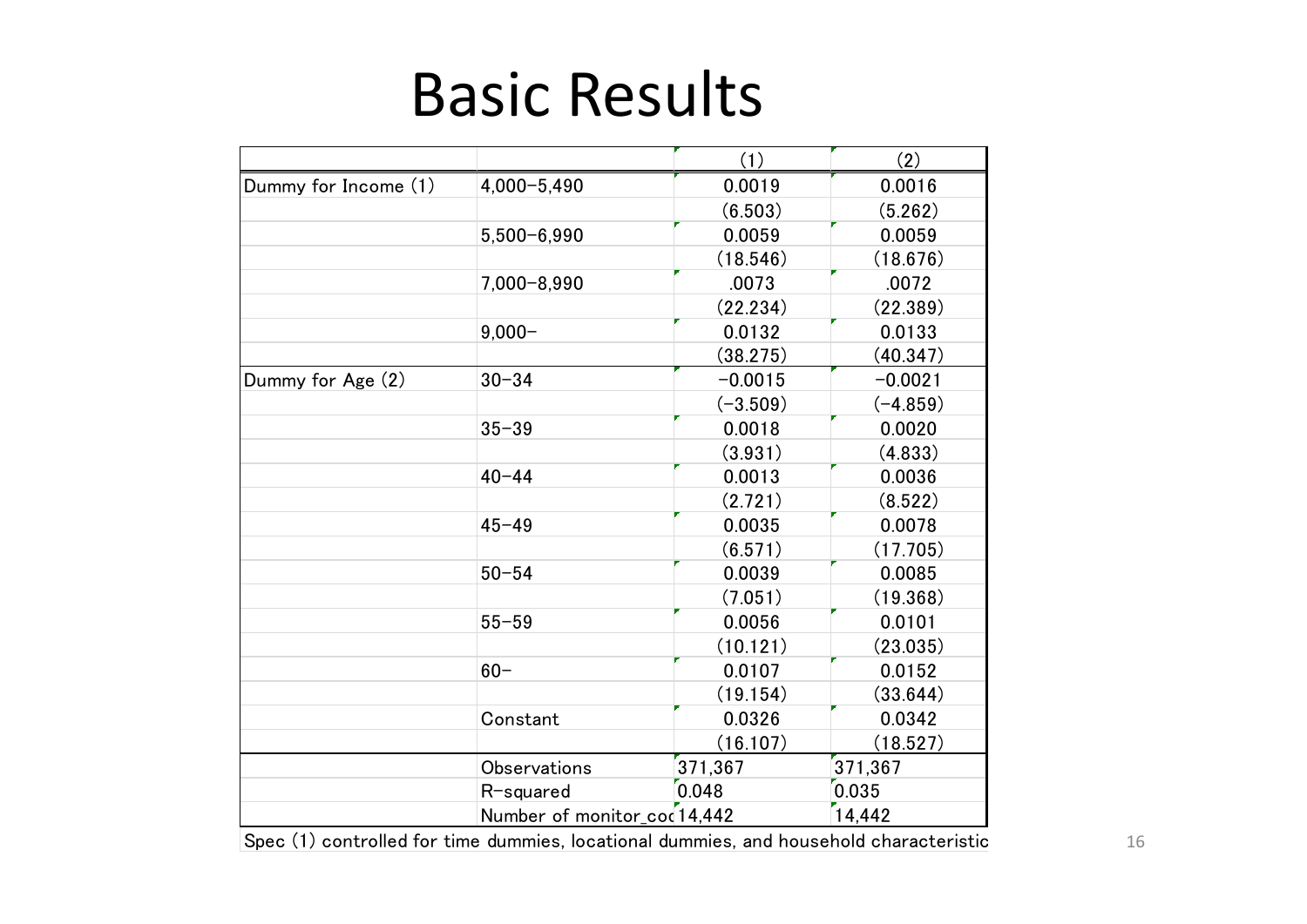# Basic Results

| | | (1) | (2) |
|---|---|---|---|
| Dummy for Income (1) | 4,000–5,490 | 0.0019 | 0.0016 |
| | | (6.503) | (5.262) |
| | 5,500–6,990 | 0.0059 | 0.0059 |
| | | (18.546) | (18.676) |
| | 7,000–8,990 | .0073 | .0072 |
| | | (22.234) | (22.389) |
| | 9,000– | 0.0132 | 0.0133 |
| | | (38.275) | (40.347) |
| Dummy for Age (2) | 30–34 | −0.0015 | −0.0021 |
| | | (−3.509) | (−4.859) |
| | 35–39 | 0.0018 | 0.0020 |
| | | (3.931) | (4.833) |
| | 40–44 | 0.0013 | 0.0036 |
| | | (2.721) | (8.522) |
| | 45–49 | 0.0035 | 0.0078 |
| | | (6.571) | (17.705) |
| | 50–54 | 0.0039 | 0.0085 |
| | | (7.051) | (19.368) |
| | 55–59 | 0.0056 | 0.0101 |
| | | (10.121) | (23.035) |
| | 60– | 0.0107 | 0.0152 |
| | | (19.154) | (33.644) |
| | Constant | 0.0326 | 0.0342 |
| | | (16.107) | (18.527) |
| | Observations | 371,367 | 371,367 |
| | R-squared | 0.048 | 0.035 |
| | Number of monitor_coc | 14,442 | 14,442 |

Spec (1) controlled for time dummies, locational dummies, and household characteristic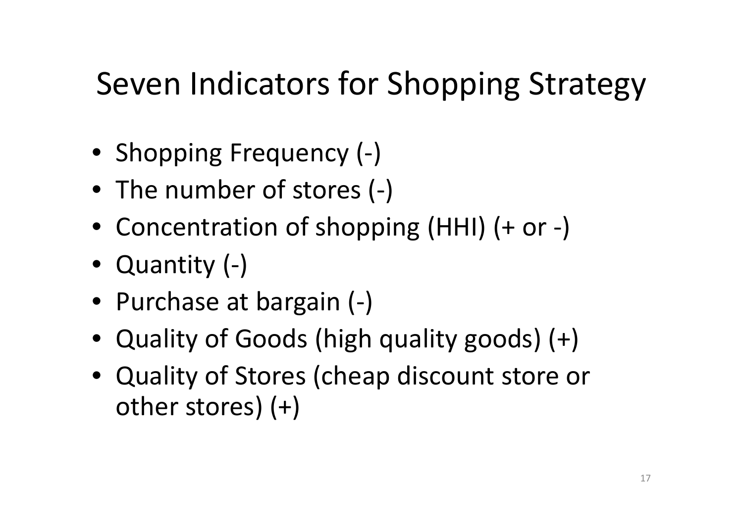# Seven Indicators for Shopping Strategy

- Shopping Frequency (-)
- The number of stores (-)
- Concentration of shopping (HHI) (+ or -)
- Quantity (-)
- Purchase at bargain (-)
- Quality of Goods (high quality goods) (+)
- Quality of Stores (cheap discount store or other stores) (+)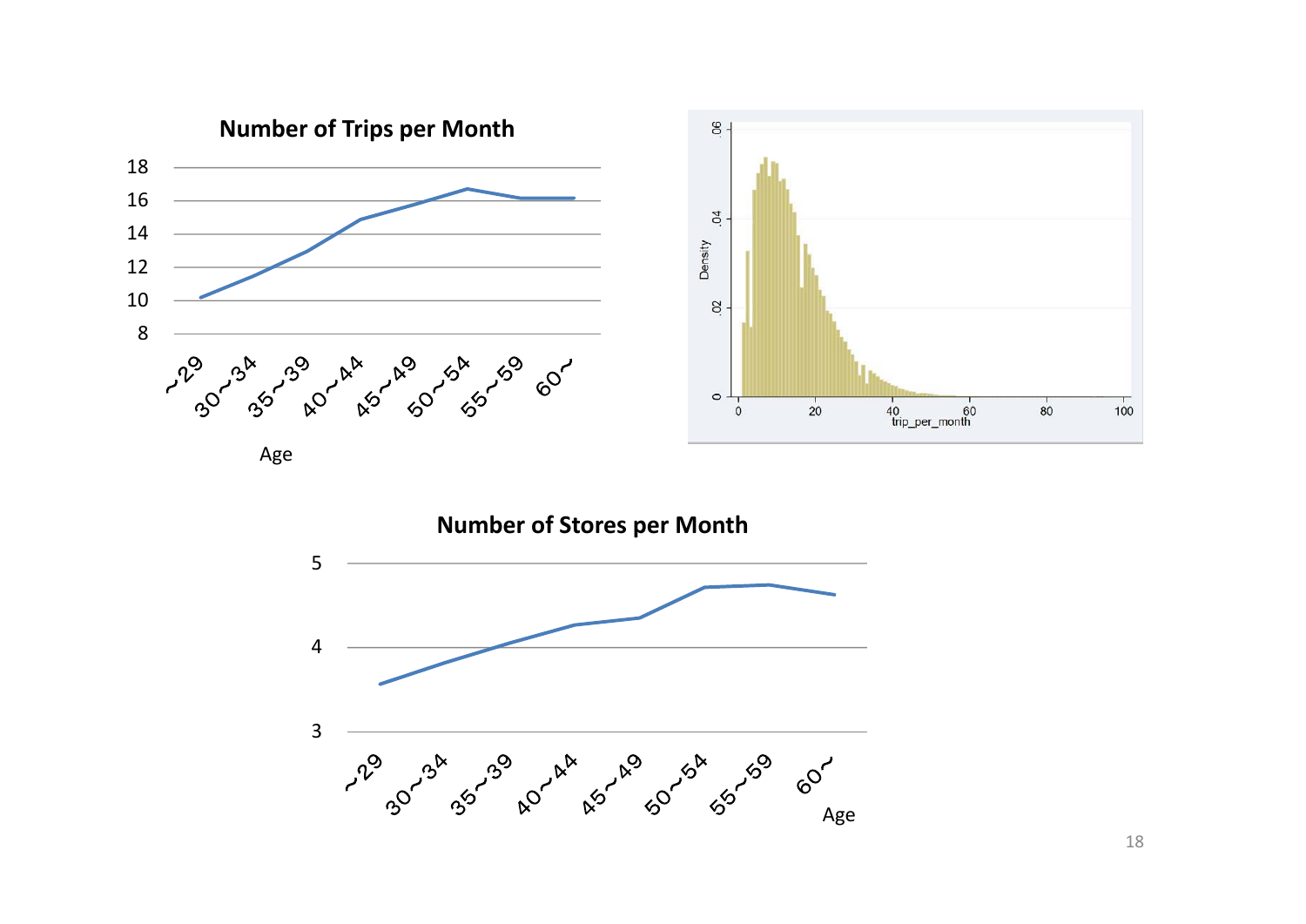**Number of Trips per Month**

18
16
14
12
10
8

~29 30~34 35~39 40~44 45~49 50~54 55~59 60~

Age

Density

.06
.04
.02
0

0 20 40 60 80 100

trip_per_month

**Number of Stores per Month**

5
4
3

~29 30~34 35~39 40~44 45~49 50~54 55~59 60~

Age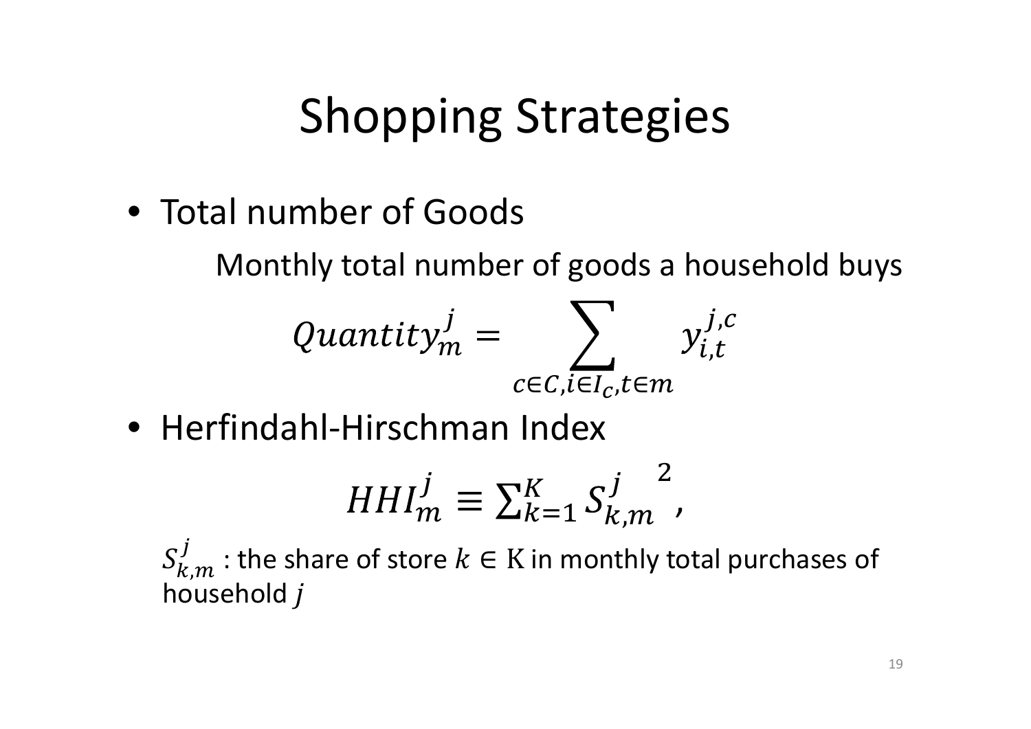# Shopping Strategies

- Total number of Goods

  Monthly total number of goods a household buys

$$Quantity_m^j = \sum_{c \in C, i \in I_c, t \in m} y_{i,t}^{j,c}$$

- Herfindahl-Hirschman Index

$$HHI_m^j \equiv \sum_{k=1}^{K} {S_{k,m}^j}^2,$$

  $S_{k,m}^j$ : the share of store $k \in \mathrm{K}$ in monthly total purchases of household $j$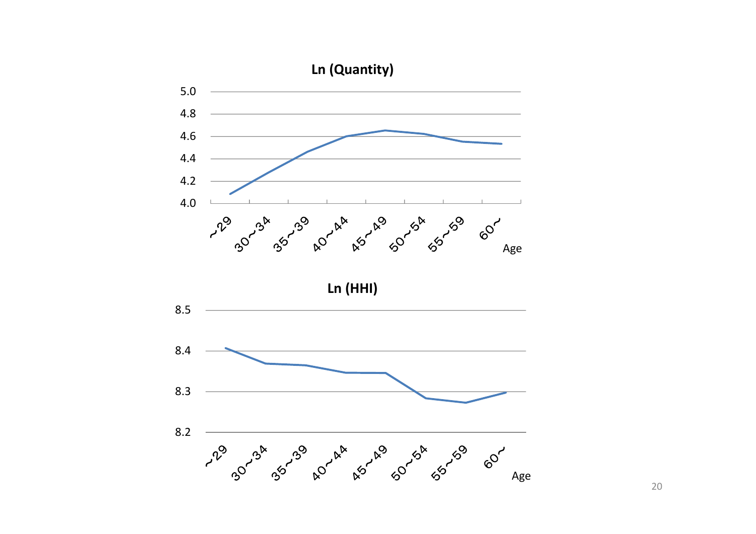**Ln (Quantity)**

**Ln (HHI)**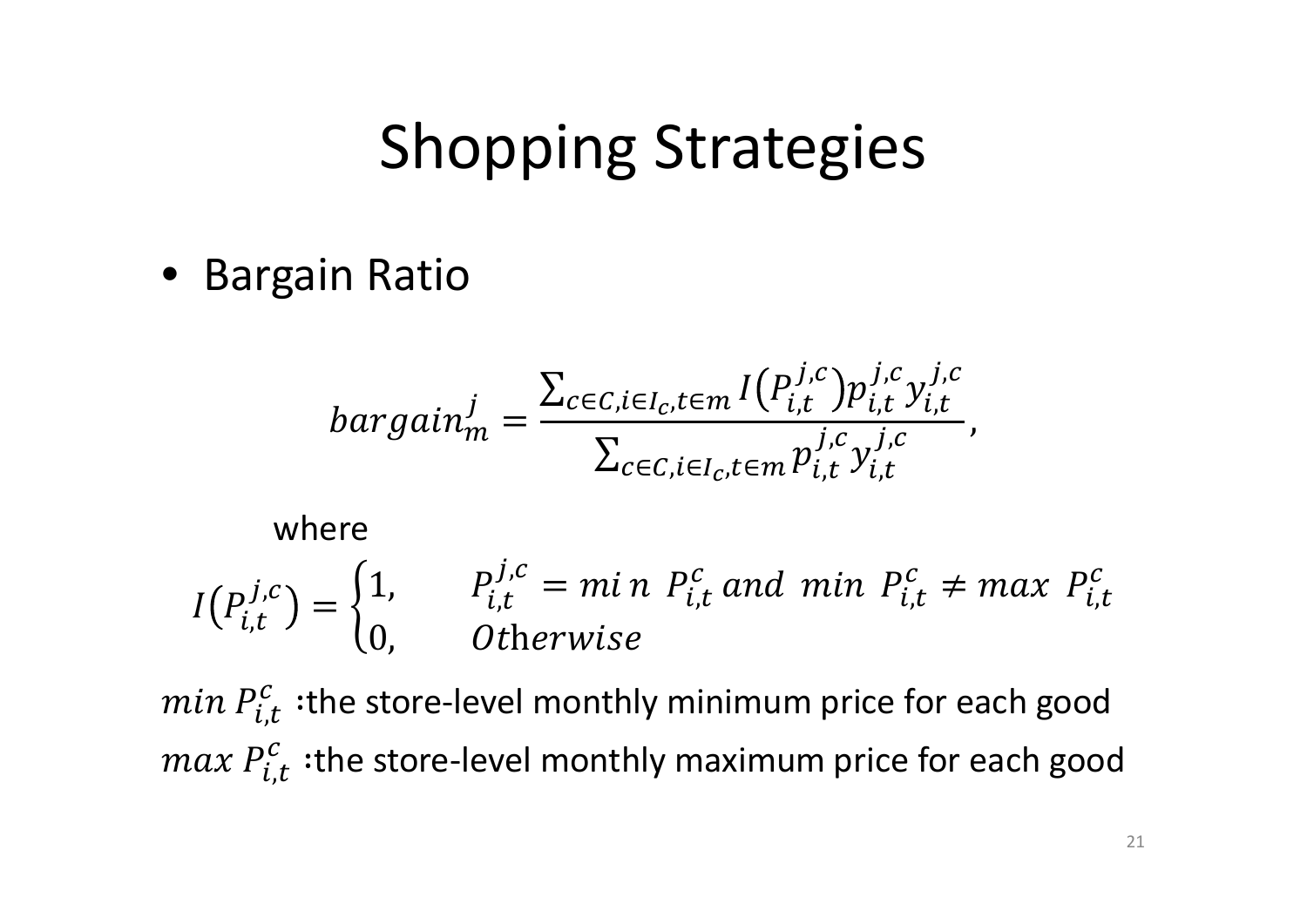# Shopping Strategies

- Bargain Ratio

$$bargain_m^j = \frac{\sum_{c \in C, i \in I_c, t \in m} I\left(P_{i,t}^{j,c}\right) p_{i,t}^{j,c} y_{i,t}^{j,c}}{\sum_{c \in C, i \in I_c, t \in m} p_{i,t}^{j,c} y_{i,t}^{j,c}},$$

where

$$I\left(P_{i,t}^{j,c}\right) = \begin{cases} 1, & P_{i,t}^{j,c} = min\ P_{i,t}^{c}\ and\ min\ P_{i,t}^{c} \neq max\ P_{i,t}^{c} \\ 0, & Otherwise \end{cases}$$

$min\ P_{i,t}^{c}$ :the store-level monthly minimum price for each good

$max\ P_{i,t}^{c}$ :the store-level monthly maximum price for each good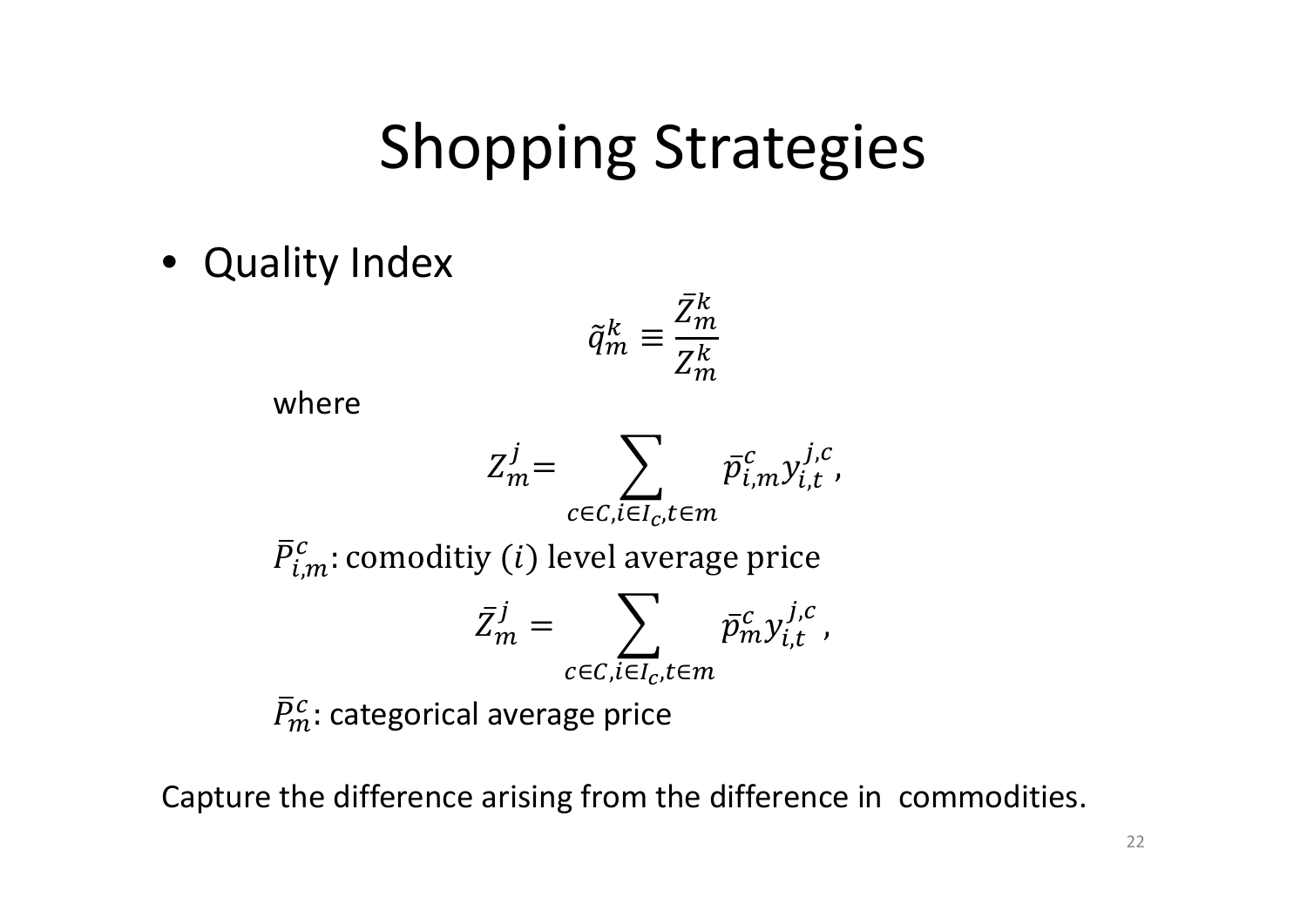# Shopping Strategies

- Quality Index

$$\tilde{q}_m^k \equiv \frac{\bar{Z}_m^k}{Z_m^k}$$

where

$$Z_m^j = \sum_{c \in C, i \in I_c, t \in m} \bar{p}_{i,m}^c y_{i,t}^{j,c},$$

$\bar{P}_{i,m}^c$: comoditiy ($i$) level average price

$$\bar{Z}_m^j = \sum_{c \in C, i \in I_c, t \in m} \bar{p}_m^c y_{i,t}^{j,c},$$

$\bar{P}_m^c$: categorical average price

Capture the difference arising from the difference in commodities.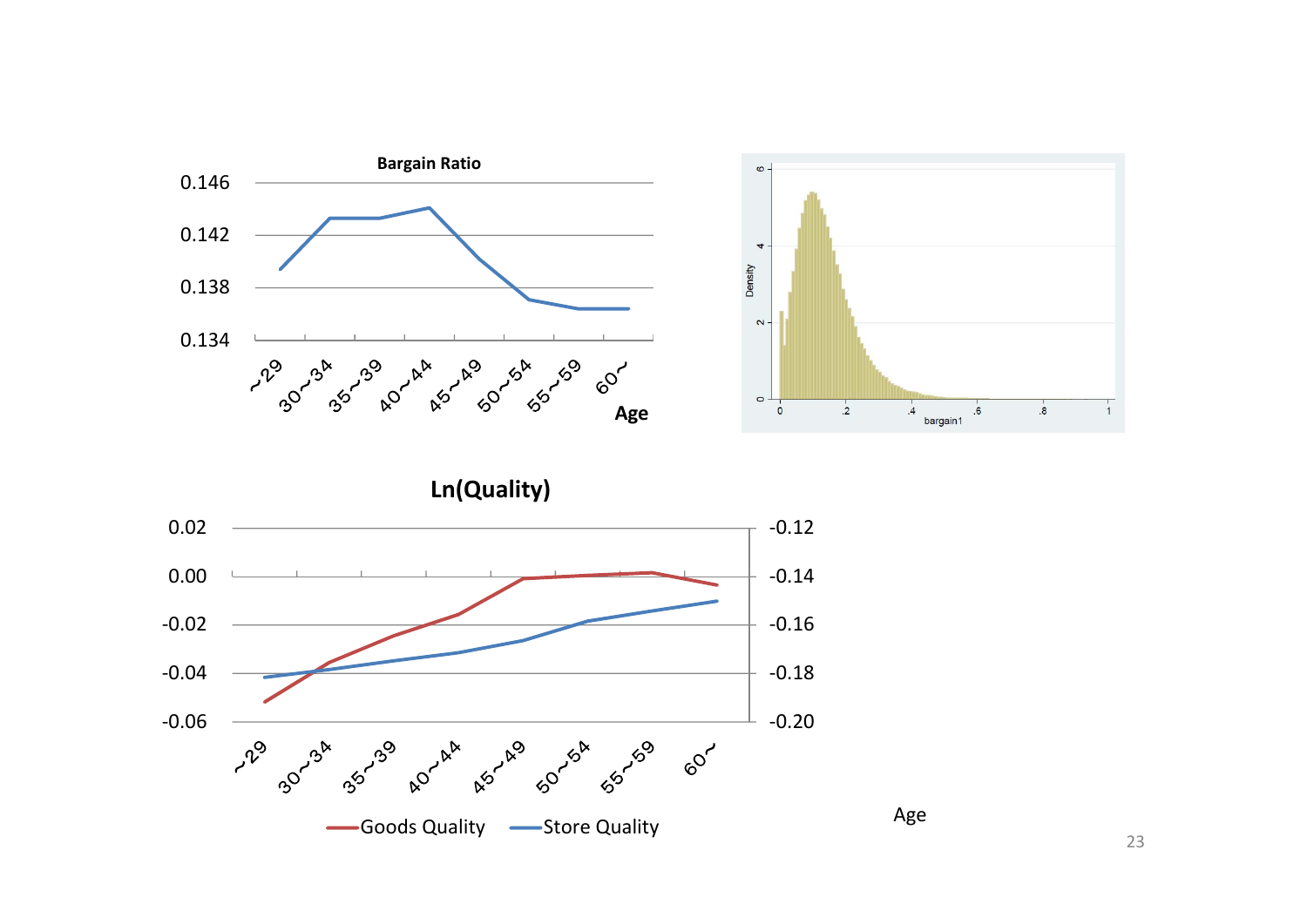**Bargain Ratio**

**Ln(Quality)**

Goods Quality  Store Quality

Age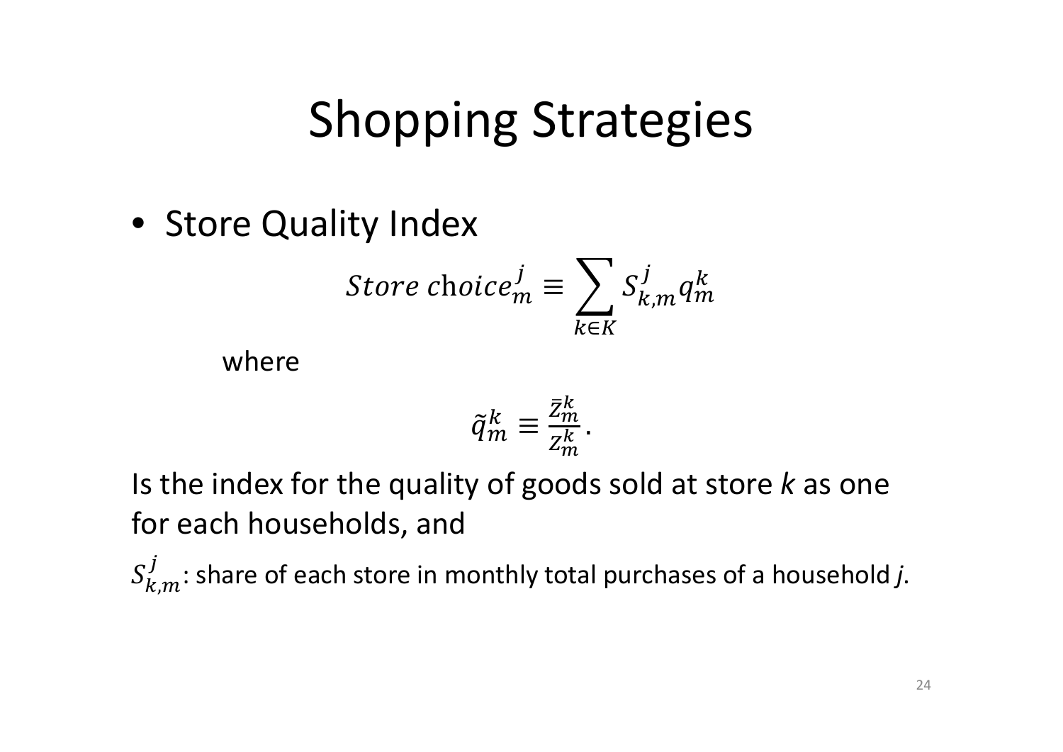# Shopping Strategies

- Store Quality Index

$$Store\ \text{choice}_m^j \equiv \sum_{k \in K} S_{k,m}^j q_m^k$$

where

$$\tilde{q}_m^k \equiv \frac{\bar{Z}_m^k}{Z_m^k}.$$

Is the index for the quality of goods sold at store *k* as one for each households, and

$S_{k,m}^j$: share of each store in monthly total purchases of a household *j*.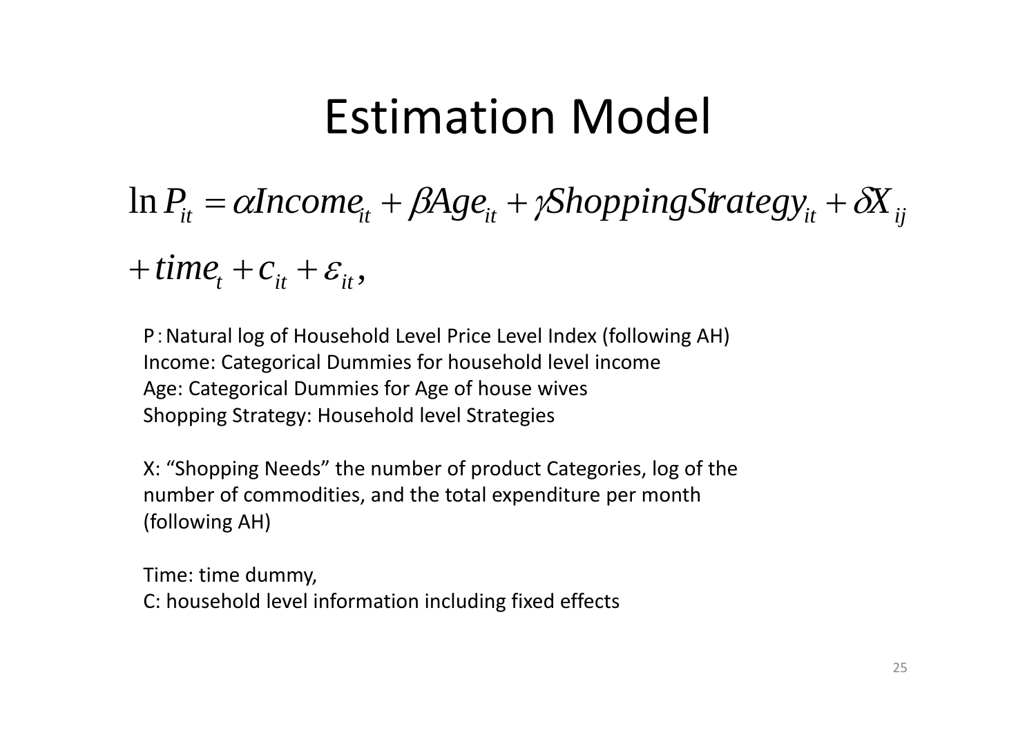# Estimation Model

$$\ln P_{it} = \alpha Income_{it} + \beta Age_{it} + \gamma ShoppingStrategy_{it} + \delta X_{ij}$$

$$+ time_t + c_{it} + \varepsilon_{it},$$

P：Natural log of Household Level Price Level Index (following AH)
Income: Categorical Dummies for household level income
Age: Categorical Dummies for Age of house wives
Shopping Strategy: Household level Strategies

X: "Shopping Needs" the number of product Categories, log of the number of commodities, and the total expenditure per month (following AH)

Time: time dummy,
C: household level information including fixed effects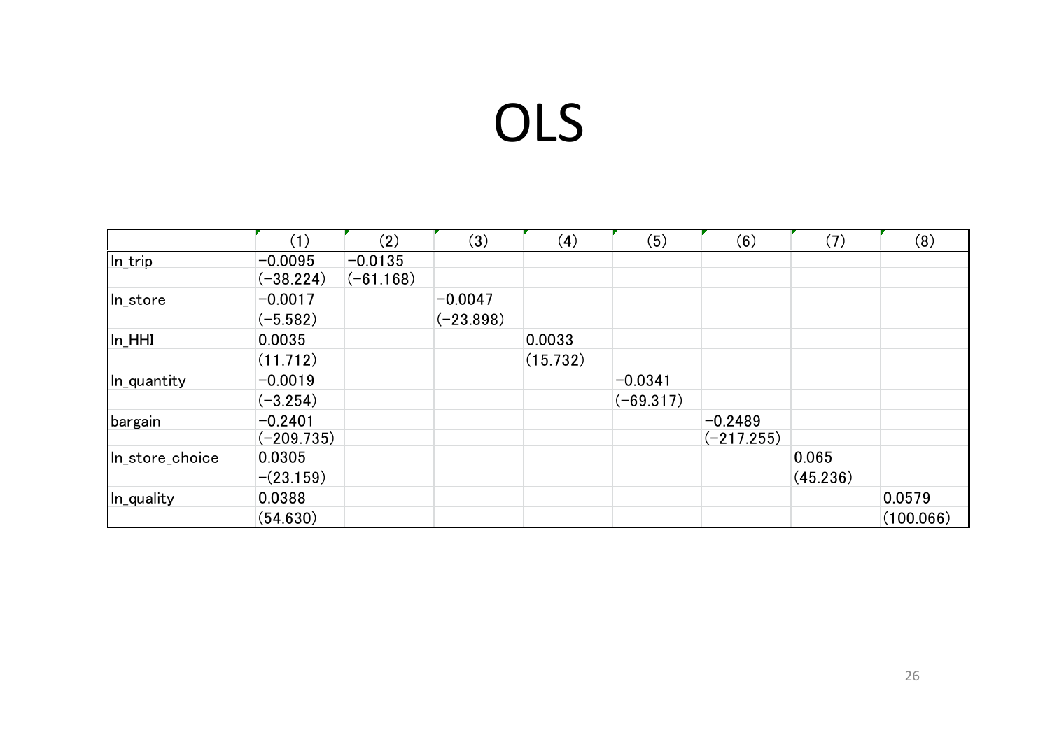# OLS

| | (1) | (2) | (3) | (4) | (5) | (6) | (7) | (8) |
|---|---|---|---|---|---|---|---|---|
| ln_trip | −0.0095 | −0.0135 | | | | | | |
| | (−38.224) | (−61.168) | | | | | | |
| ln_store | −0.0017 | | −0.0047 | | | | | |
| | (−5.582) | | (−23.898) | | | | | |
| ln_HHI | 0.0035 | | | 0.0033 | | | | |
| | (11.712) | | | (15.732) | | | | |
| ln_quantity | −0.0019 | | | | −0.0341 | | | |
| | (−3.254) | | | | (−69.317) | | | |
| bargain | −0.2401 | | | | | −0.2489 | | |
| | (−209.735) | | | | | (−217.255) | | |
| ln_store_choice | 0.0305 | | | | | | 0.065 | |
| | −(23.159) | | | | | | (45.236) | |
| ln_quality | 0.0388 | | | | | | | 0.0579 |
| | (54.630) | | | | | | | (100.066) |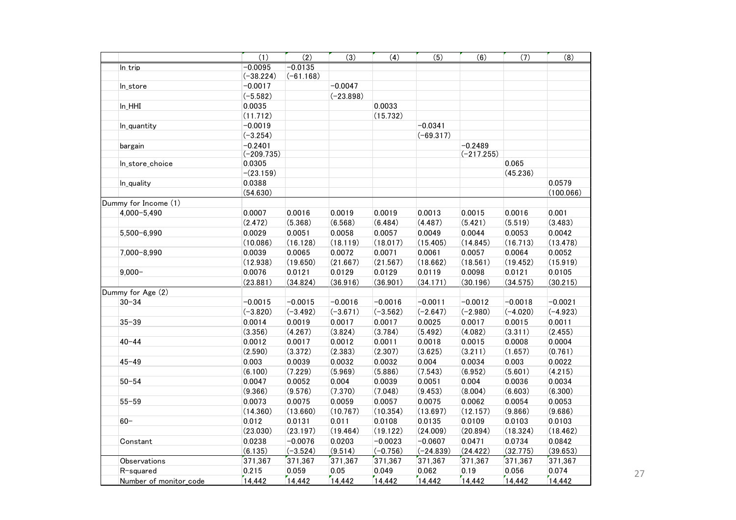| | (1) | (2) | (3) | (4) | (5) | (6) | (7) | (8) |
|---|---|---|---|---|---|---|---|---|
| ln trip | −0.0095 | −0.0135 | | | | | | |
| | (−38.224) | (−61.168) | | | | | | |
| ln_store | −0.0017 | | −0.0047 | | | | | |
| | (−5.582) | | (−23.898) | | | | | |
| ln_HHI | 0.0035 | | | 0.0033 | | | | |
| | (11.712) | | | (15.732) | | | | |
| ln_quantity | −0.0019 | | | | −0.0341 | | | |
| | (−3.254) | | | | (−69.317) | | | |
| bargain | −0.2401 | | | | | −0.2489 | | |
| | (−209.735) | | | | | (−217.255) | | |
| ln_store_choice | 0.0305 | | | | | | 0.065 | |
| | −(23.159) | | | | | | (45.236) | |
| ln_quality | 0.0388 | | | | | | | 0.0579 |
| | (54.630) | | | | | | | (100.066) |
| Dummy for Income (1) | | | | | | | | |
| 4,000−5,490 | 0.0007 | 0.0016 | 0.0019 | 0.0019 | 0.0013 | 0.0015 | 0.0016 | 0.001 |
| | (2.472) | (5.368) | (6.568) | (6.484) | (4.487) | (5.421) | (5.519) | (3.483) |
| 5,500−6,990 | 0.0029 | 0.0051 | 0.0058 | 0.0057 | 0.0049 | 0.0044 | 0.0053 | 0.0042 |
| | (10.086) | (16.128) | (18.119) | (18.017) | (15.405) | (14.845) | (16.713) | (13.478) |
| 7,000−8,990 | 0.0039 | 0.0065 | 0.0072 | 0.0071 | 0.0061 | 0.0057 | 0.0064 | 0.0052 |
| | (12.938) | (19.650) | (21.667) | (21.567) | (18.662) | (18.561) | (19.452) | (15.919) |
| 9,000− | 0.0076 | 0.0121 | 0.0129 | 0.0129 | 0.0119 | 0.0098 | 0.0121 | 0.0105 |
| | (23.881) | (34.824) | (36.916) | (36.901) | (34.171) | (30.196) | (34.575) | (30.215) |
| Dummy for Age (2) | | | | | | | | |
| 30−34 | −0.0015 | −0.0015 | −0.0016 | −0.0016 | −0.0011 | −0.0012 | −0.0018 | −0.0021 |
| | (−3.820) | (−3.492) | (−3.671) | (−3.562) | (−2.647) | (−2.980) | (−4.020) | (−4.923) |
| 35−39 | 0.0014 | 0.0019 | 0.0017 | 0.0017 | 0.0025 | 0.0017 | 0.0015 | 0.0011 |
| | (3.356) | (4.267) | (3.824) | (3.784) | (5.492) | (4.082) | (3.311) | (2.455) |
| 40−44 | 0.0012 | 0.0017 | 0.0012 | 0.0011 | 0.0018 | 0.0015 | 0.0008 | 0.0004 |
| | (2.590) | (3.372) | (2.383) | (2.307) | (3.625) | (3.211) | (1.657) | (0.761) |
| 45−49 | 0.003 | 0.0039 | 0.0032 | 0.0032 | 0.004 | 0.0034 | 0.003 | 0.0022 |
| | (6.100) | (7.229) | (5.969) | (5.886) | (7.543) | (6.952) | (5.601) | (4.215) |
| 50−54 | 0.0047 | 0.0052 | 0.004 | 0.0039 | 0.0051 | 0.004 | 0.0036 | 0.0034 |
| | (9.366) | (9.576) | (7.370) | (7.048) | (9.453) | (8.004) | (6.603) | (6.300) |
| 55−59 | 0.0073 | 0.0075 | 0.0059 | 0.0057 | 0.0075 | 0.0062 | 0.0054 | 0.0053 |
| | (14.360) | (13.660) | (10.767) | (10.354) | (13.697) | (12.157) | (9.866) | (9.686) |
| 60− | 0.012 | 0.0131 | 0.011 | 0.0108 | 0.0135 | 0.0109 | 0.0103 | 0.0103 |
| | (23.030) | (23.197) | (19.464) | (19.122) | (24.009) | (20.894) | (18.324) | (18.462) |
| Constant | 0.0238 | −0.0076 | 0.0203 | −0.0023 | −0.0607 | 0.0471 | 0.0734 | 0.0842 |
| | (6.135) | (−3.524) | (9.514) | (−0.756) | (−24.839) | (24.422) | (32.775) | (39.653) |
| Observations | 371,367 | 371,367 | 371,367 | 371,367 | 371,367 | 371,367 | 371,367 | 371,367 |
| R−squared | 0.215 | 0.059 | 0.05 | 0.049 | 0.062 | 0.19 | 0.056 | 0.074 |
| Number of monitor_code | 14,442 | 14,442 | 14,442 | 14,442 | 14,442 | 14,442 | 14,442 | 14,442 |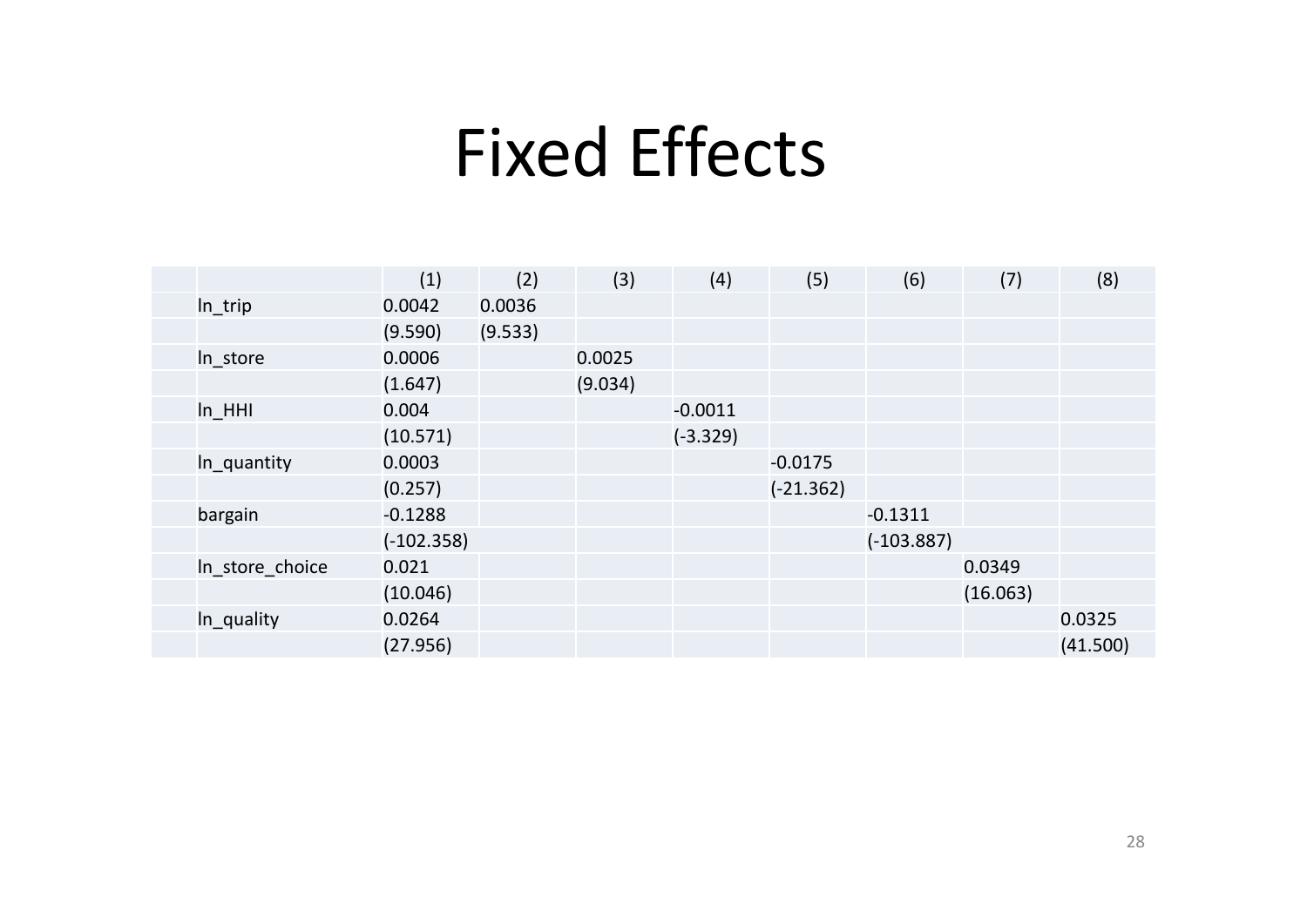# Fixed Effects

| | (1) | (2) | (3) | (4) | (5) | (6) | (7) | (8) |
|---|---|---|---|---|---|---|---|---|
| ln_trip | 0.0042 | 0.0036 | | | | | | |
| | (9.590) | (9.533) | | | | | | |
| ln_store | 0.0006 | | 0.0025 | | | | | |
| | (1.647) | | (9.034) | | | | | |
| ln_HHI | 0.004 | | | -0.0011 | | | | |
| | (10.571) | | | (-3.329) | | | | |
| ln_quantity | 0.0003 | | | | -0.0175 | | | |
| | (0.257) | | | | (-21.362) | | | |
| bargain | -0.1288 | | | | | -0.1311 | | |
| | (-102.358) | | | | | (-103.887) | | |
| ln_store_choice | 0.021 | | | | | | 0.0349 | |
| | (10.046) | | | | | | (16.063) | |
| ln_quality | 0.0264 | | | | | | | 0.0325 |
| | (27.956) | | | | | | | (41.500) |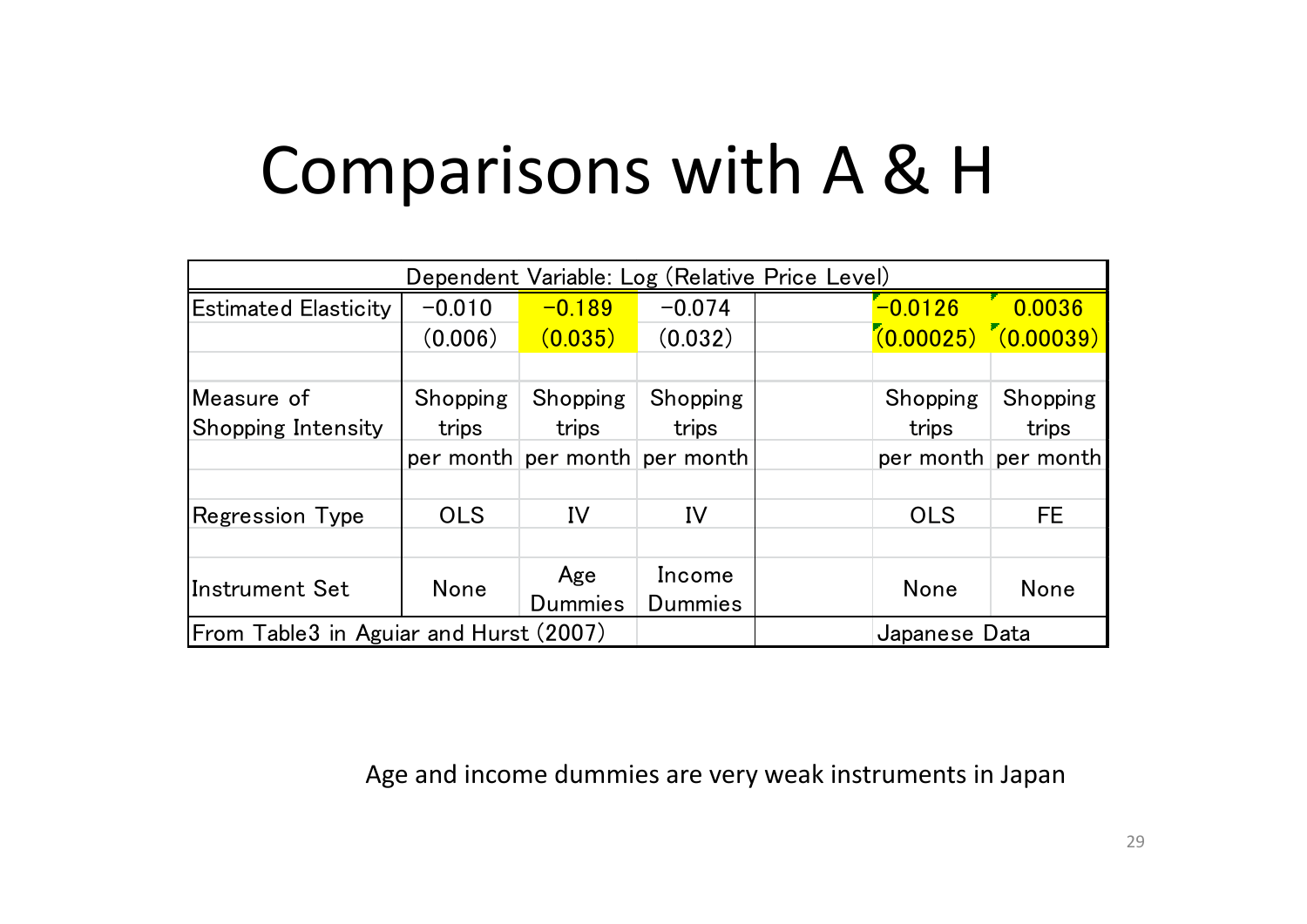# Comparisons with A & H

| Dependent Variable: Log (Relative Price Level) | | | | | | |
|---|---|---|---|---|---|---|
| Estimated Elasticity | −0.010 | −0.189 | −0.074 | | −0.0126 | 0.0036 |
| | (0.006) | (0.035) | (0.032) | | (0.00025) | (0.00039) |
| | | | | | | |
| Measure of Shopping Intensity | Shopping trips per month | Shopping trips per month | Shopping trips per month | | Shopping trips per month | Shopping trips per month |
| | | | | | | |
| Regression Type | OLS | IV | IV | | OLS | FE |
| | | | | | | |
| Instrument Set | None | Age Dummies | Income Dummies | | None | None |
| From Table3 in Aguiar and Hurst (2007) | | | | | Japanese Data | |

Age and income dummies are very weak instruments in Japan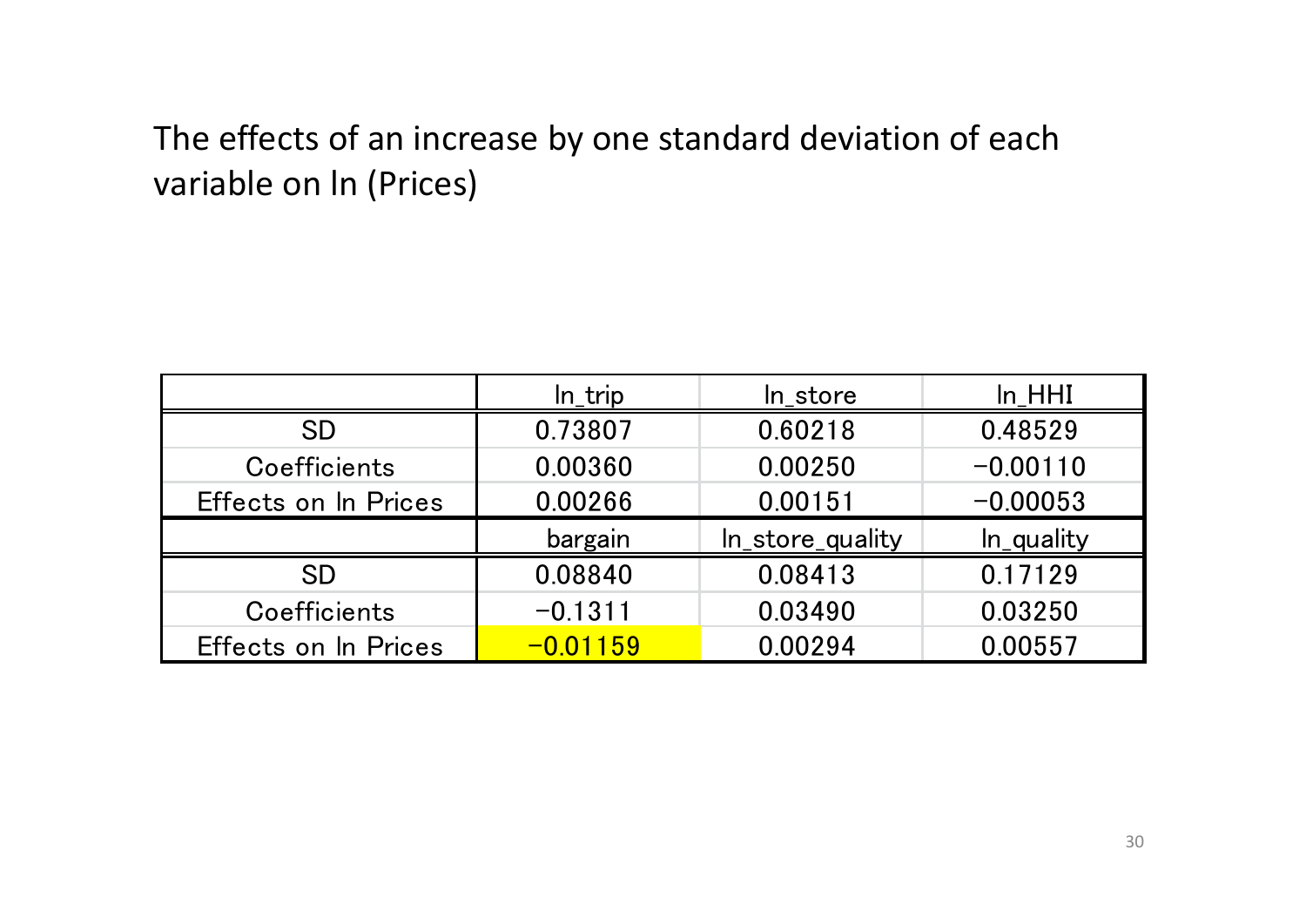The effects of an increase by one standard deviation of each variable on ln (Prices)

| | ln_trip | ln_store | ln_HHI |
|---|---|---|---|
| SD | 0.73807 | 0.60218 | 0.48529 |
| Coefficients | 0.00360 | 0.00250 | −0.00110 |
| Effects on ln Prices | 0.00266 | 0.00151 | −0.00053 |
| | **bargain** | **ln_store_quality** | **ln_quality** |
| SD | 0.08840 | 0.08413 | 0.17129 |
| Coefficients | −0.1311 | 0.03490 | 0.03250 |
| Effects on ln Prices | −0.01159 | 0.00294 | 0.00557 |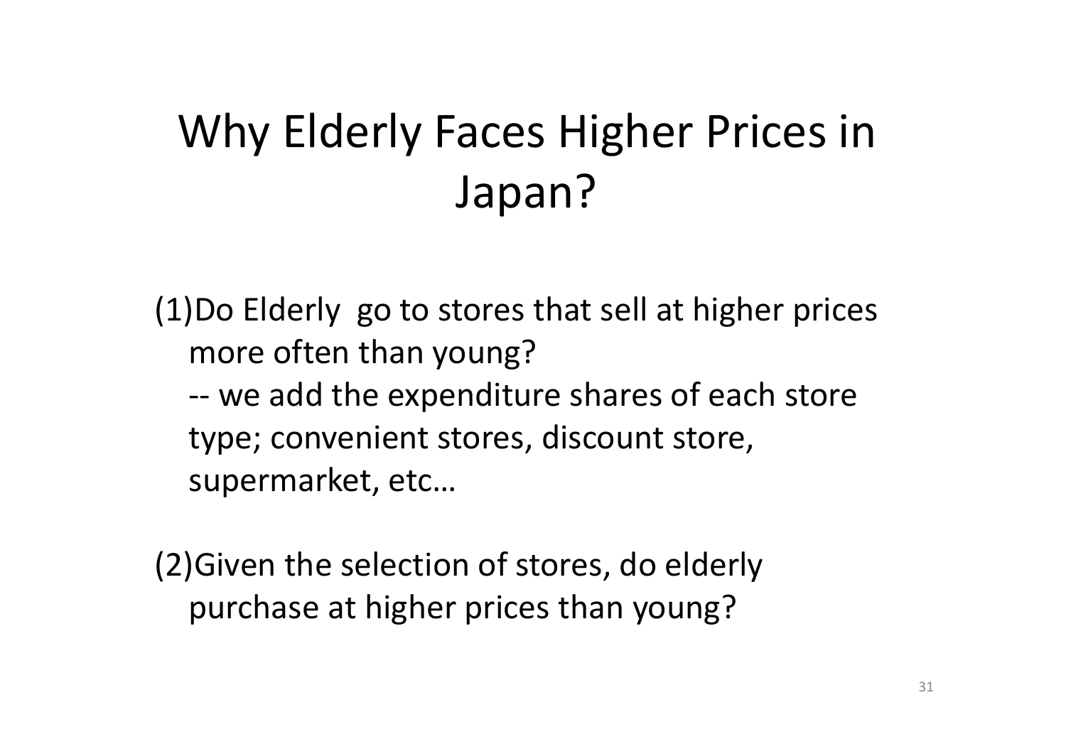# Why Elderly Faces Higher Prices in Japan?

(1)Do Elderly go to stores that sell at higher prices more often than young?

-- we add the expenditure shares of each store type; convenient stores, discount store, supermarket, etc…

(2)Given the selection of stores, do elderly purchase at higher prices than young?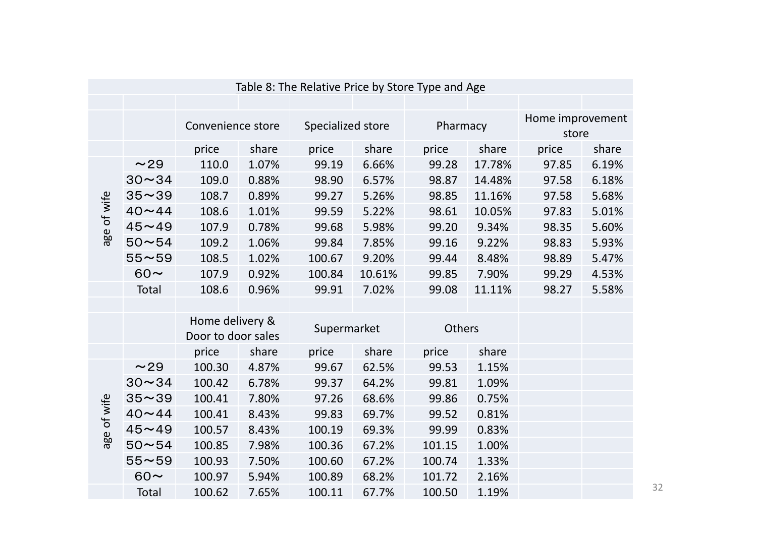Table 8: The Relative Price by Store Type and Age

| | | Convenience store | | Specialized store | | Pharmacy | | Home improvement store | |
|---|---|---|---|---|---|---|---|---|---|
| | | price | share | price | share | price | share | price | share |
| age of wife | ～29 | 110.0 | 1.07% | 99.19 | 6.66% | 99.28 | 17.78% | 97.85 | 6.19% |
| | 30～34 | 109.0 | 0.88% | 98.90 | 6.57% | 98.87 | 14.48% | 97.58 | 6.18% |
| | 35～39 | 108.7 | 0.89% | 99.27 | 5.26% | 98.85 | 11.16% | 97.58 | 5.68% |
| | 40～44 | 108.6 | 1.01% | 99.59 | 5.22% | 98.61 | 10.05% | 97.83 | 5.01% |
| | 45～49 | 107.9 | 0.78% | 99.68 | 5.98% | 99.20 | 9.34% | 98.35 | 5.60% |
| | 50～54 | 109.2 | 1.06% | 99.84 | 7.85% | 99.16 | 9.22% | 98.83 | 5.93% |
| | 55～59 | 108.5 | 1.02% | 100.67 | 9.20% | 99.44 | 8.48% | 98.89 | 5.47% |
| | 60～ | 107.9 | 0.92% | 100.84 | 10.61% | 99.85 | 7.90% | 99.29 | 4.53% |
| | Total | 108.6 | 0.96% | 99.91 | 7.02% | 99.08 | 11.11% | 98.27 | 5.58% |

| | | Home delivery & Door to door sales | | Supermarket | | Others | |
|---|---|---|---|---|---|---|---|
| | | price | share | price | share | price | share |
| age of wife | ～29 | 100.30 | 4.87% | 99.67 | 62.5% | 99.53 | 1.15% |
| | 30～34 | 100.42 | 6.78% | 99.37 | 64.2% | 99.81 | 1.09% |
| | 35～39 | 100.41 | 7.80% | 97.26 | 68.6% | 99.86 | 0.75% |
| | 40～44 | 100.41 | 8.43% | 99.83 | 69.7% | 99.52 | 0.81% |
| | 45～49 | 100.57 | 8.43% | 100.19 | 69.3% | 99.99 | 0.83% |
| | 50～54 | 100.85 | 7.98% | 100.36 | 67.2% | 101.15 | 1.00% |
| | 55～59 | 100.93 | 7.50% | 100.60 | 67.2% | 100.74 | 1.33% |
| | 60～ | 100.97 | 5.94% | 100.89 | 68.2% | 101.72 | 2.16% |
| | Total | 100.62 | 7.65% | 100.11 | 67.7% | 100.50 | 1.19% |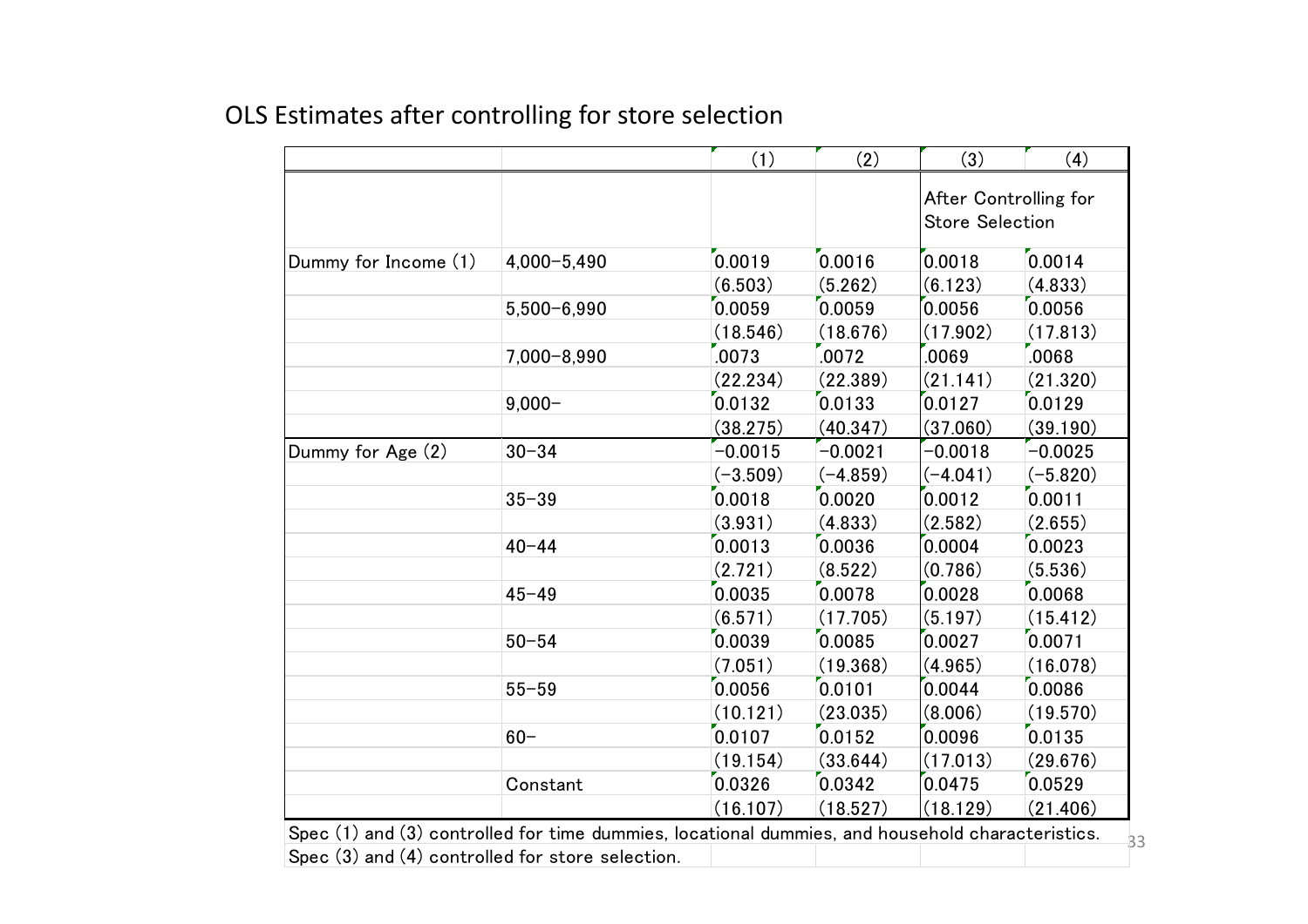## OLS Estimates after controlling for store selection

| | | (1) | (2) | (3) | (4) |
|---|---|---|---|---|---|
| | | | | After Controlling for Store Selection | |
| Dummy for Income (1) | 4,000–5,490 | 0.0019 | 0.0016 | 0.0018 | 0.0014 |
| | | (6.503) | (5.262) | (6.123) | (4.833) |
| | 5,500–6,990 | 0.0059 | 0.0059 | 0.0056 | 0.0056 |
| | | (18.546) | (18.676) | (17.902) | (17.813) |
| | 7,000–8,990 | .0073 | .0072 | .0069 | .0068 |
| | | (22.234) | (22.389) | (21.141) | (21.320) |
| | 9,000– | 0.0132 | 0.0133 | 0.0127 | 0.0129 |
| | | (38.275) | (40.347) | (37.060) | (39.190) |
| Dummy for Age (2) | 30–34 | −0.0015 | −0.0021 | −0.0018 | −0.0025 |
| | | (−3.509) | (−4.859) | (−4.041) | (−5.820) |
| | 35–39 | 0.0018 | 0.0020 | 0.0012 | 0.0011 |
| | | (3.931) | (4.833) | (2.582) | (2.655) |
| | 40–44 | 0.0013 | 0.0036 | 0.0004 | 0.0023 |
| | | (2.721) | (8.522) | (0.786) | (5.536) |
| | 45–49 | 0.0035 | 0.0078 | 0.0028 | 0.0068 |
| | | (6.571) | (17.705) | (5.197) | (15.412) |
| | 50–54 | 0.0039 | 0.0085 | 0.0027 | 0.0071 |
| | | (7.051) | (19.368) | (4.965) | (16.078) |
| | 55–59 | 0.0056 | 0.0101 | 0.0044 | 0.0086 |
| | | (10.121) | (23.035) | (8.006) | (19.570) |
| | 60– | 0.0107 | 0.0152 | 0.0096 | 0.0135 |
| | | (19.154) | (33.644) | (17.013) | (29.676) |
| | Constant | 0.0326 | 0.0342 | 0.0475 | 0.0529 |
| | | (16.107) | (18.527) | (18.129) | (21.406) |

Spec (1) and (3) controlled for time dummies, locational dummies, and household characteristics.
Spec (3) and (4) controlled for store selection.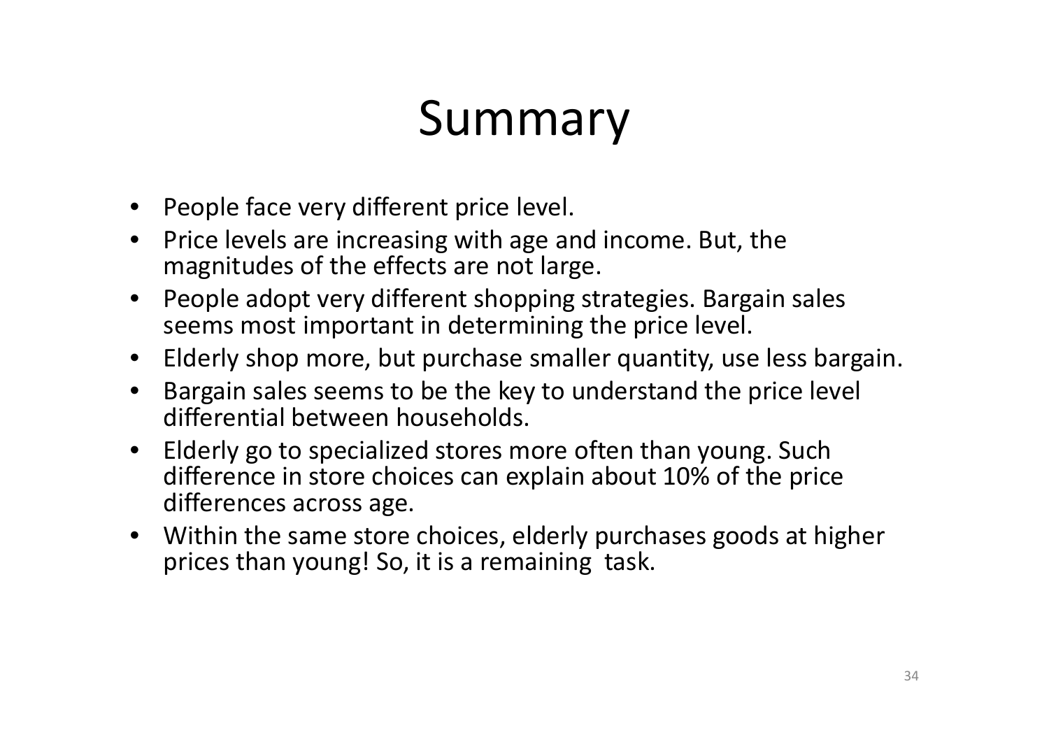# Summary

- People face very different price level.
- Price levels are increasing with age and income. But, the magnitudes of the effects are not large.
- People adopt very different shopping strategies. Bargain sales seems most important in determining the price level.
- Elderly shop more, but purchase smaller quantity, use less bargain.
- Bargain sales seems to be the key to understand the price level differential between households.
- Elderly go to specialized stores more often than young. Such difference in store choices can explain about 10% of the price differences across age.
- Within the same store choices, elderly purchases goods at higher prices than young! So, it is a remaining task.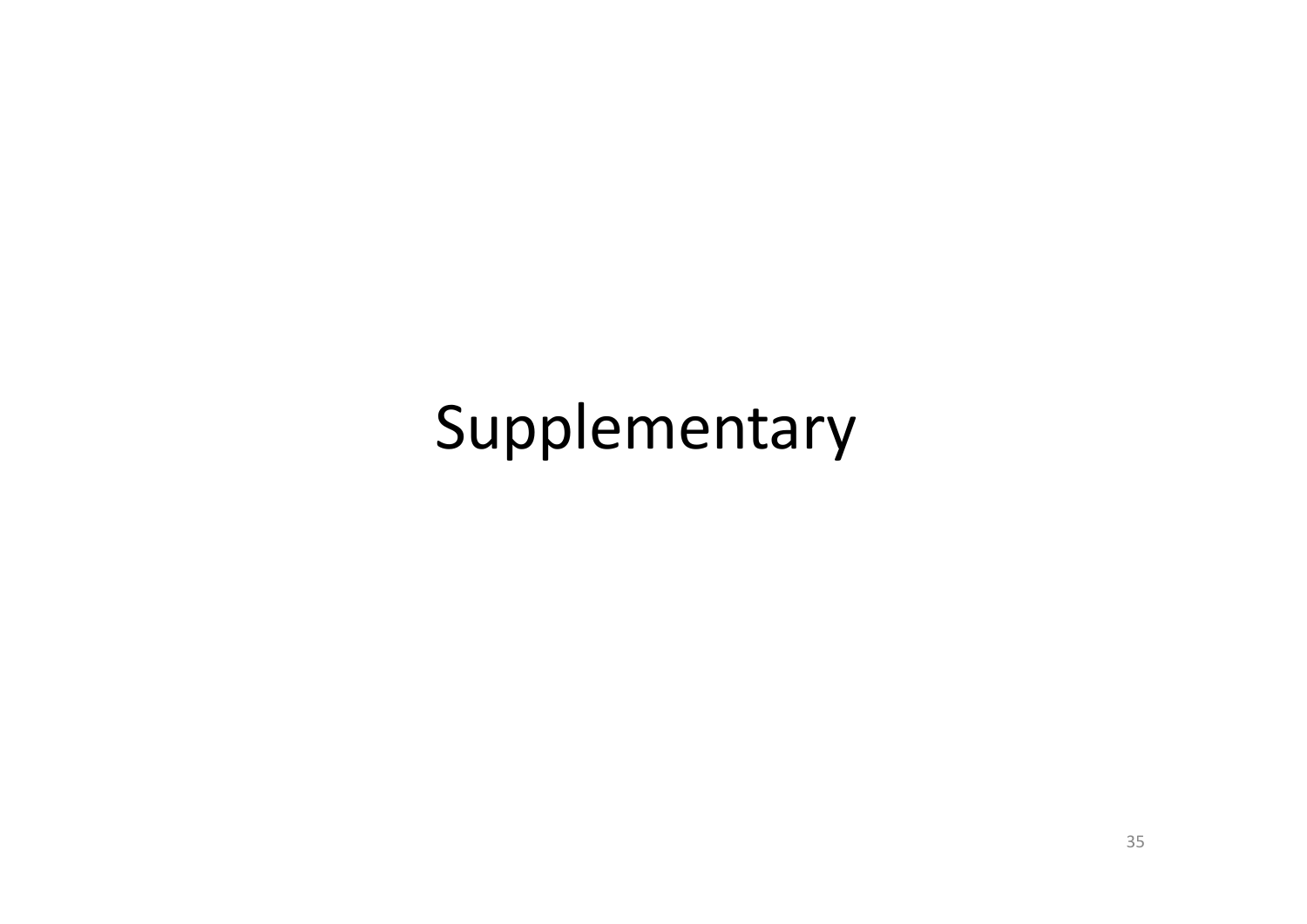# Supplementary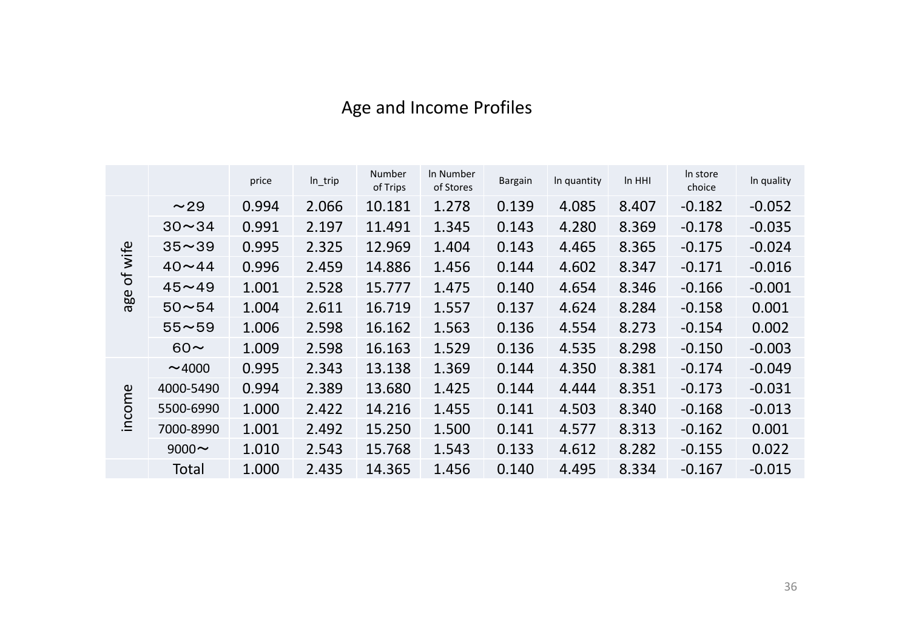# Age and Income Profiles

| | | price | ln_trip | Number of Trips | ln Number of Stores | Bargain | ln quantity | ln HHI | ln store choice | ln quality |
|---|---|---|---|---|---|---|---|---|---|---|
| age of wife | ～29 | 0.994 | 2.066 | 10.181 | 1.278 | 0.139 | 4.085 | 8.407 | -0.182 | -0.052 |
| | 30～34 | 0.991 | 2.197 | 11.491 | 1.345 | 0.143 | 4.280 | 8.369 | -0.178 | -0.035 |
| | 35～39 | 0.995 | 2.325 | 12.969 | 1.404 | 0.143 | 4.465 | 8.365 | -0.175 | -0.024 |
| | 40～44 | 0.996 | 2.459 | 14.886 | 1.456 | 0.144 | 4.602 | 8.347 | -0.171 | -0.016 |
| | 45～49 | 1.001 | 2.528 | 15.777 | 1.475 | 0.140 | 4.654 | 8.346 | -0.166 | -0.001 |
| | 50～54 | 1.004 | 2.611 | 16.719 | 1.557 | 0.137 | 4.624 | 8.284 | -0.158 | 0.001 |
| | 55～59 | 1.006 | 2.598 | 16.162 | 1.563 | 0.136 | 4.554 | 8.273 | -0.154 | 0.002 |
| | 60～ | 1.009 | 2.598 | 16.163 | 1.529 | 0.136 | 4.535 | 8.298 | -0.150 | -0.003 |
| income | ～4000 | 0.995 | 2.343 | 13.138 | 1.369 | 0.144 | 4.350 | 8.381 | -0.174 | -0.049 |
| | 4000-5490 | 0.994 | 2.389 | 13.680 | 1.425 | 0.144 | 4.444 | 8.351 | -0.173 | -0.031 |
| | 5500-6990 | 1.000 | 2.422 | 14.216 | 1.455 | 0.141 | 4.503 | 8.340 | -0.168 | -0.013 |
| | 7000-8990 | 1.001 | 2.492 | 15.250 | 1.500 | 0.141 | 4.577 | 8.313 | -0.162 | 0.001 |
| | 9000～ | 1.010 | 2.543 | 15.768 | 1.543 | 0.133 | 4.612 | 8.282 | -0.155 | 0.022 |
| | Total | 1.000 | 2.435 | 14.365 | 1.456 | 0.140 | 4.495 | 8.334 | -0.167 | -0.015 |